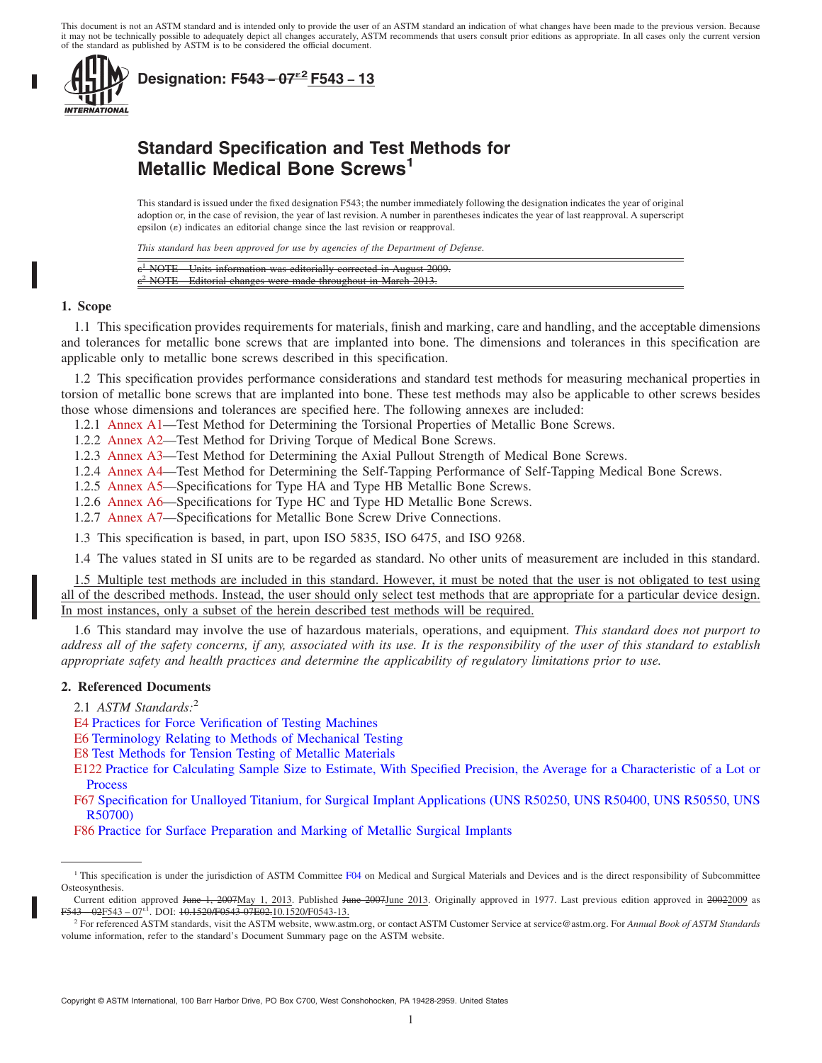This document is not an ASTM standard and is intended only to provide the user of an ASTM standard an indication of what changes have been made to the previous version. Because it may not be technically possible to adequately depict all changes accurately, ASTM recommends that users consult prior editions as appropriate. In all cases only the current version of the standard as published by ASTM is to be considered the official document.

**Designation: ~~F543 – 07ε2~~ F543 – 13**

# Standard Specification and Test Methods for Metallic Medical Bone Screws[1]

This standard is issued under the fixed designation F543; the number immediately following the designation indicates the year of original adoption or, in the case of revision, the year of last revision. A number in parentheses indicates the year of last reapproval. A superscript epsilon (ε) indicates an editorial change since the last revision or reapproval.

*This standard has been approved for use by agencies of the Department of Defense.*

~~ε1 NOTE—Units information was editorially corrected in August 2009.~~
~~ε2 NOTE—Editorial changes were made throughout in March 2013.~~

## 1. Scope

1.1 This specification provides requirements for materials, finish and marking, care and handling, and the acceptable dimensions and tolerances for metallic bone screws that are implanted into bone. The dimensions and tolerances in this specification are applicable only to metallic bone screws described in this specification.

1.2 This specification provides performance considerations and standard test methods for measuring mechanical properties in torsion of metallic bone screws that are implanted into bone. These test methods may also be applicable to other screws besides those whose dimensions and tolerances are specified here. The following annexes are included:

1.2.1 Annex A1—Test Method for Determining the Torsional Properties of Metallic Bone Screws.

1.2.2 Annex A2—Test Method for Driving Torque of Medical Bone Screws.

1.2.3 Annex A3—Test Method for Determining the Axial Pullout Strength of Medical Bone Screws.

1.2.4 Annex A4—Test Method for Determining the Self-Tapping Performance of Self-Tapping Medical Bone Screws.

1.2.5 Annex A5—Specifications for Type HA and Type HB Metallic Bone Screws.

1.2.6 Annex A6—Specifications for Type HC and Type HD Metallic Bone Screws.

1.2.7 Annex A7—Specifications for Metallic Bone Screw Drive Connections.

1.3 This specification is based, in part, upon ISO 5835, ISO 6475, and ISO 9268.

1.4 The values stated in SI units are to be regarded as standard. No other units of measurement are included in this standard.

1.5 Multiple test methods are included in this standard. However, it must be noted that the user is not obligated to test using all of the described methods. Instead, the user should only select test methods that are appropriate for a particular device design. In most instances, only a subset of the herein described test methods will be required.

1.6 This standard may involve the use of hazardous materials, operations, and equipment. *This standard does not purport to address all of the safety concerns, if any, associated with its use. It is the responsibility of the user of this standard to establish appropriate safety and health practices and determine the applicability of regulatory limitations prior to use.*

## 2. Referenced Documents

2.1 *ASTM Standards:*[2]

E4 Practices for Force Verification of Testing Machines

E6 Terminology Relating to Methods of Mechanical Testing

E8 Test Methods for Tension Testing of Metallic Materials

E122 Practice for Calculating Sample Size to Estimate, With Specified Precision, the Average for a Characteristic of a Lot or Process

F67 Specification for Unalloyed Titanium, for Surgical Implant Applications (UNS R50250, UNS R50400, UNS R50550, UNS R50700)

F86 Practice for Surface Preparation and Marking of Metallic Surgical Implants

---

[1] This specification is under the jurisdiction of ASTM Committee F04 on Medical and Surgical Materials and Devices and is the direct responsibility of Subcommittee Osteosynthesis.

Current edition approved ~~June 1, 2007~~May 1, 2013. Published ~~June 2007~~June 2013. Originally approved in 1977. Last previous edition approved in ~~2002~~2009 as ~~F543 – 02~~F543 – 07ε1. DOI: ~~10.1520/F0543-07E02.~~10.1520/F0543-13.

[2] For referenced ASTM standards, visit the ASTM website, www.astm.org, or contact ASTM Customer Service at service@astm.org. For *Annual Book of ASTM Standards* volume information, refer to the standard's Document Summary page on the ASTM website.

Copyright © ASTM International, 100 Barr Harbor Drive, PO Box C700, West Conshohocken, PA 19428-2959. United States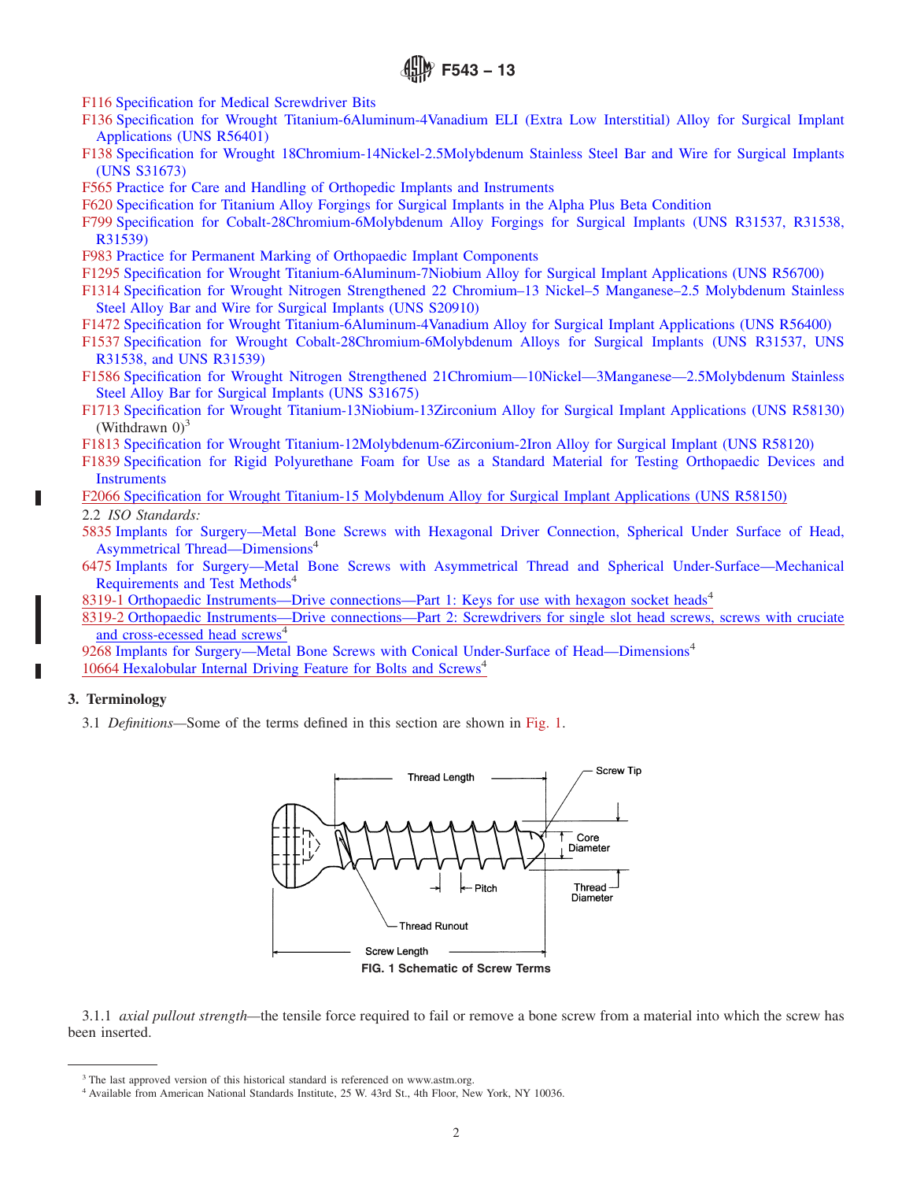F116 Specification for Medical Screwdriver Bits

F136 Specification for Wrought Titanium-6Aluminum-4Vanadium ELI (Extra Low Interstitial) Alloy for Surgical Implant Applications (UNS R56401)

F138 Specification for Wrought 18Chromium-14Nickel-2.5Molybdenum Stainless Steel Bar and Wire for Surgical Implants (UNS S31673)

F565 Practice for Care and Handling of Orthopedic Implants and Instruments

F620 Specification for Titanium Alloy Forgings for Surgical Implants in the Alpha Plus Beta Condition

F799 Specification for Cobalt-28Chromium-6Molybdenum Alloy Forgings for Surgical Implants (UNS R31537, R31538, R31539)

F983 Practice for Permanent Marking of Orthopaedic Implant Components

F1295 Specification for Wrought Titanium-6Aluminum-7Niobium Alloy for Surgical Implant Applications (UNS R56700)

F1314 Specification for Wrought Nitrogen Strengthened 22 Chromium–13 Nickel–5 Manganese–2.5 Molybdenum Stainless Steel Alloy Bar and Wire for Surgical Implants (UNS S20910)

F1472 Specification for Wrought Titanium-6Aluminum-4Vanadium Alloy for Surgical Implant Applications (UNS R56400)

F1537 Specification for Wrought Cobalt-28Chromium-6Molybdenum Alloys for Surgical Implants (UNS R31537, UNS R31538, and UNS R31539)

F1586 Specification for Wrought Nitrogen Strengthened 21Chromium—10Nickel—3Manganese—2.5Molybdenum Stainless Steel Alloy Bar for Surgical Implants (UNS S31675)

F1713 Specification for Wrought Titanium-13Niobium-13Zirconium Alloy for Surgical Implant Applications (UNS R58130) (Withdrawn 0)[3]

F1813 Specification for Wrought Titanium-12Molybdenum-6Zirconium-2Iron Alloy for Surgical Implant (UNS R58120)

F1839 Specification for Rigid Polyurethane Foam for Use as a Standard Material for Testing Orthopaedic Devices and Instruments

F2066 Specification for Wrought Titanium-15 Molybdenum Alloy for Surgical Implant Applications (UNS R58150)

2.2 *ISO Standards:*

5835 Implants for Surgery—Metal Bone Screws with Hexagonal Driver Connection, Spherical Under Surface of Head, Asymmetrical Thread—Dimensions[4]

6475 Implants for Surgery—Metal Bone Screws with Asymmetrical Thread and Spherical Under-Surface—Mechanical Requirements and Test Methods[4]

8319-1 Orthopaedic Instruments—Drive connections—Part 1: Keys for use with hexagon socket heads[4]

8319-2 Orthopaedic Instruments—Drive connections—Part 2: Screwdrivers for single slot head screws, screws with cruciate and cross-ecessed head screws[4]

9268 Implants for Surgery—Metal Bone Screws with Conical Under-Surface of Head—Dimensions[4]

10664 Hexalobular Internal Driving Feature for Bolts and Screws[4]

## 3. Terminology

3.1 *Definitions*—Some of the terms defined in this section are shown in Fig. 1.

**FIG. 1 Schematic of Screw Terms**

3.1.1 *axial pullout strength*—the tensile force required to fail or remove a bone screw from a material into which the screw has been inserted.

---

[3] The last approved version of this historical standard is referenced on www.astm.org.

[4] Available from American National Standards Institute, 25 W. 43rd St., 4th Floor, New York, NY 10036.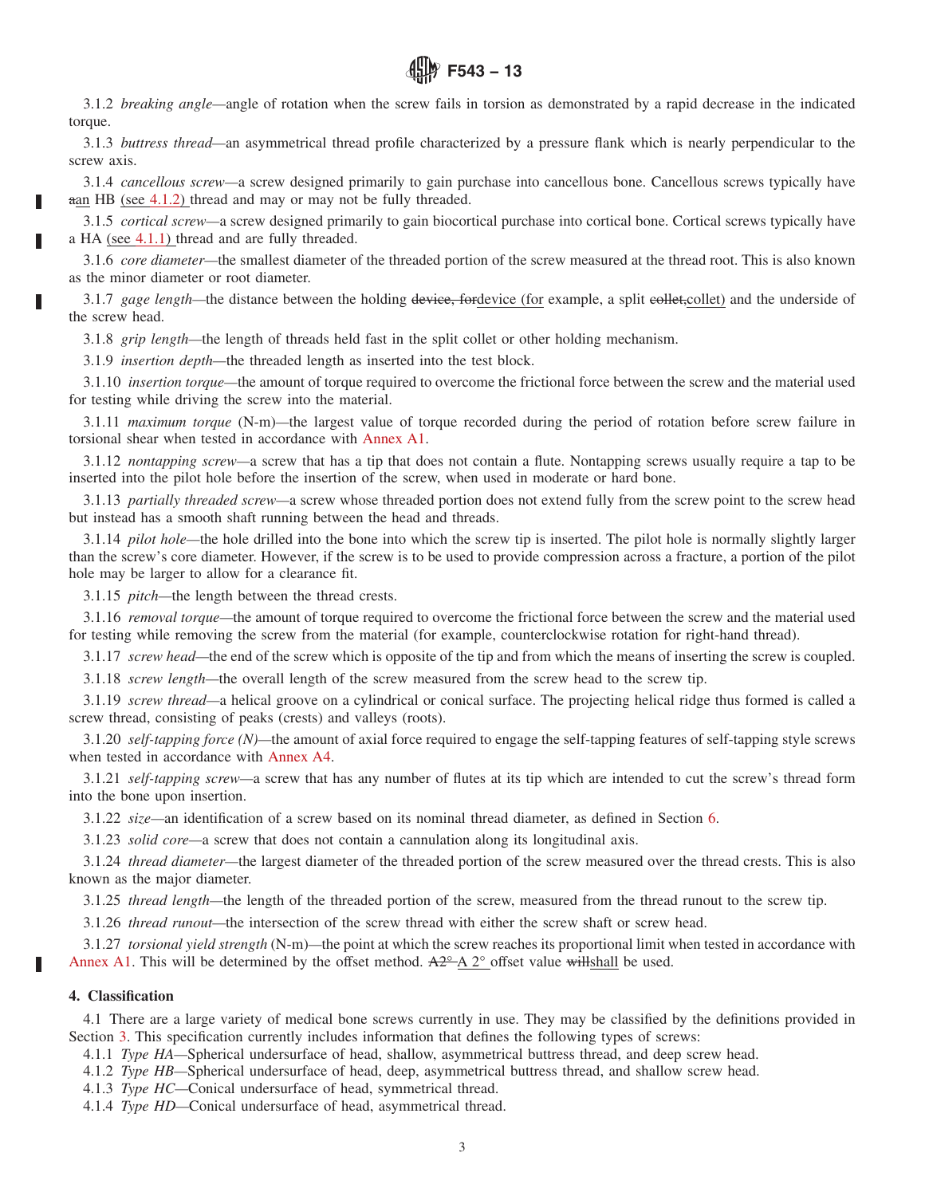3.1.2 *breaking angle*—angle of rotation when the screw fails in torsion as demonstrated by a rapid decrease in the indicated torque.

3.1.3 *buttress thread*—an asymmetrical thread profile characterized by a pressure flank which is nearly perpendicular to the screw axis.

3.1.4 *cancellous screw*—a screw designed primarily to gain purchase into cancellous bone. Cancellous screws typically have ~~a~~an HB (see 4.1.2) thread and may or may not be fully threaded.

3.1.5 *cortical screw*—a screw designed primarily to gain biocortical purchase into cortical bone. Cortical screws typically have a HA (see 4.1.1) thread and are fully threaded.

3.1.6 *core diameter*—the smallest diameter of the threaded portion of the screw measured at the thread root. This is also known as the minor diameter or root diameter.

3.1.7 *gage length*—the distance between the holding ~~device, for~~device (for example, a split ~~collet,~~collet) and the underside of the screw head.

3.1.8 *grip length*—the length of threads held fast in the split collet or other holding mechanism.

3.1.9 *insertion depth*—the threaded length as inserted into the test block.

3.1.10 *insertion torque*—the amount of torque required to overcome the frictional force between the screw and the material used for testing while driving the screw into the material.

3.1.11 *maximum torque* (N-m)—the largest value of torque recorded during the period of rotation before screw failure in torsional shear when tested in accordance with Annex A1.

3.1.12 *nontapping screw*—a screw that has a tip that does not contain a flute. Nontapping screws usually require a tap to be inserted into the pilot hole before the insertion of the screw, when used in moderate or hard bone.

3.1.13 *partially threaded screw*—a screw whose threaded portion does not extend fully from the screw point to the screw head but instead has a smooth shaft running between the head and threads.

3.1.14 *pilot hole*—the hole drilled into the bone into which the screw tip is inserted. The pilot hole is normally slightly larger than the screw's core diameter. However, if the screw is to be used to provide compression across a fracture, a portion of the pilot hole may be larger to allow for a clearance fit.

3.1.15 *pitch*—the length between the thread crests.

3.1.16 *removal torque*—the amount of torque required to overcome the frictional force between the screw and the material used for testing while removing the screw from the material (for example, counterclockwise rotation for right-hand thread).

3.1.17 *screw head*—the end of the screw which is opposite of the tip and from which the means of inserting the screw is coupled.

3.1.18 *screw length*—the overall length of the screw measured from the screw head to the screw tip.

3.1.19 *screw thread*—a helical groove on a cylindrical or conical surface. The projecting helical ridge thus formed is called a screw thread, consisting of peaks (crests) and valleys (roots).

3.1.20 *self-tapping force (N)*—the amount of axial force required to engage the self-tapping features of self-tapping style screws when tested in accordance with Annex A4.

3.1.21 *self-tapping screw*—a screw that has any number of flutes at its tip which are intended to cut the screw's thread form into the bone upon insertion.

3.1.22 *size*—an identification of a screw based on its nominal thread diameter, as defined in Section 6.

3.1.23 *solid core*—a screw that does not contain a cannulation along its longitudinal axis.

3.1.24 *thread diameter*—the largest diameter of the threaded portion of the screw measured over the thread crests. This is also known as the major diameter.

3.1.25 *thread length*—the length of the threaded portion of the screw, measured from the thread runout to the screw tip.

3.1.26 *thread runout*—the intersection of the screw thread with either the screw shaft or screw head.

3.1.27 *torsional yield strength* (N-m)—the point at which the screw reaches its proportional limit when tested in accordance with Annex A1. This will be determined by the offset method. ~~A2°~~ A 2° offset value ~~will~~shall be used.

## 4. Classification

4.1 There are a large variety of medical bone screws currently in use. They may be classified by the definitions provided in Section 3. This specification currently includes information that defines the following types of screws:

4.1.1 *Type HA*—Spherical undersurface of head, shallow, asymmetrical buttress thread, and deep screw head.

4.1.2 *Type HB*—Spherical undersurface of head, deep, asymmetrical buttress thread, and shallow screw head.

4.1.3 *Type HC*—Conical undersurface of head, symmetrical thread.

4.1.4 *Type HD*—Conical undersurface of head, asymmetrical thread.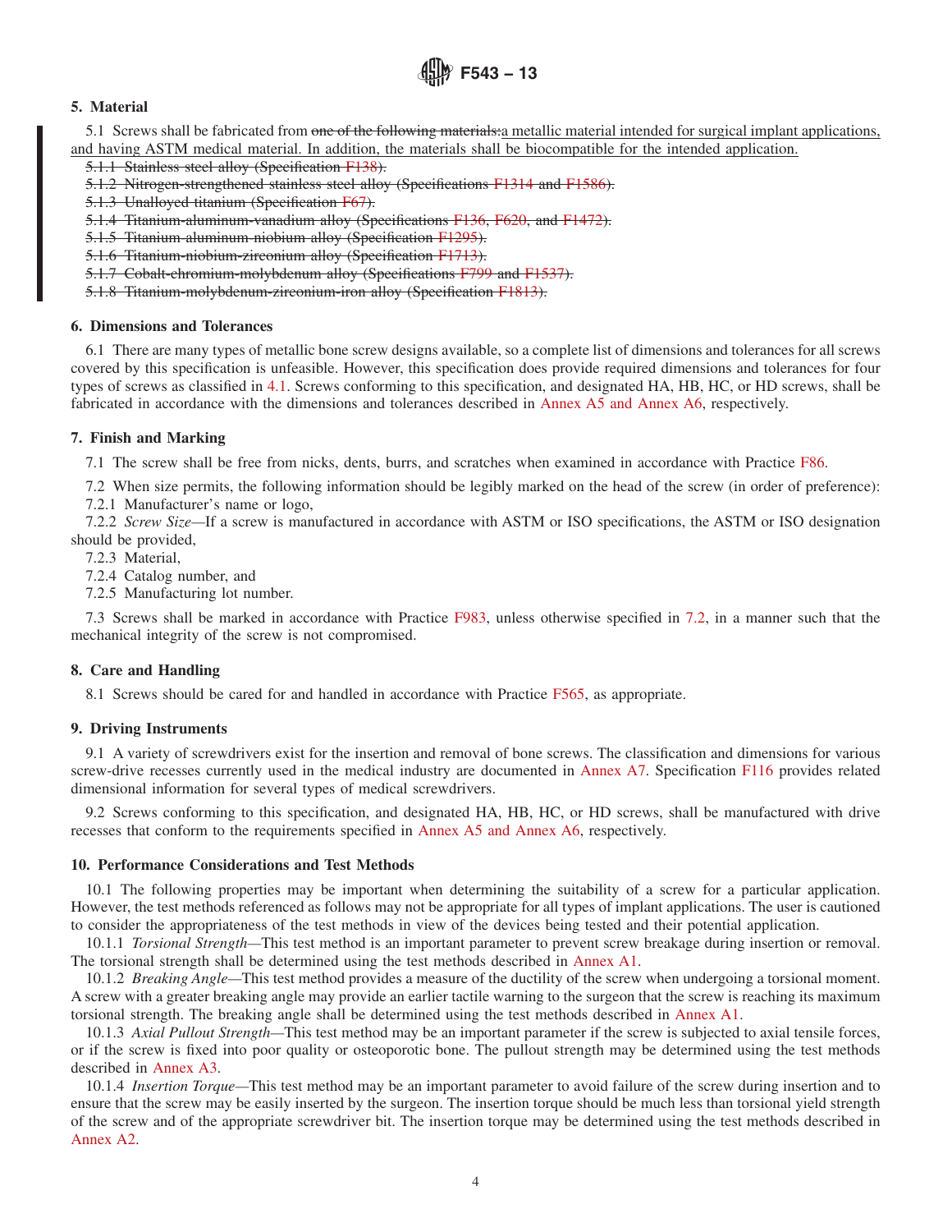## 5. Material

5.1 Screws shall be fabricated from ~~one of the following materials:~~a metallic material intended for surgical implant applications, and having ASTM medical material. In addition, the materials shall be biocompatible for the intended application.

~~5.1.1 Stainless steel alloy (Specification F138).~~

~~5.1.2 Nitrogen-strengthened stainless steel alloy (Specifications F1314 and F1586).~~

~~5.1.3 Unalloyed titanium (Specification F67).~~

~~5.1.4 Titanium-aluminum-vanadium alloy (Specifications F136, F620, and F1472).~~

~~5.1.5 Titanium-aluminum-niobium alloy (Specification F1295).~~

~~5.1.6 Titanium-niobium-zirconium alloy (Specification F1713).~~

~~5.1.7 Cobalt-chromium-molybdenum alloy (Specifications F799 and F1537).~~

~~5.1.8 Titanium-molybdenum-zirconium-iron alloy (Specification F1813).~~

## 6. Dimensions and Tolerances

6.1 There are many types of metallic bone screw designs available, so a complete list of dimensions and tolerances for all screws covered by this specification is unfeasible. However, this specification does provide required dimensions and tolerances for four types of screws as classified in 4.1. Screws conforming to this specification, and designated HA, HB, HC, or HD screws, shall be fabricated in accordance with the dimensions and tolerances described in Annex A5 and Annex A6, respectively.

## 7. Finish and Marking

7.1 The screw shall be free from nicks, dents, burrs, and scratches when examined in accordance with Practice F86.

7.2 When size permits, the following information should be legibly marked on the head of the screw (in order of preference):

7.2.1 Manufacturer's name or logo,

7.2.2 *Screw Size*—If a screw is manufactured in accordance with ASTM or ISO specifications, the ASTM or ISO designation should be provided,

7.2.3 Material,

7.2.4 Catalog number, and

7.2.5 Manufacturing lot number.

7.3 Screws shall be marked in accordance with Practice F983, unless otherwise specified in 7.2, in a manner such that the mechanical integrity of the screw is not compromised.

## 8. Care and Handling

8.1 Screws should be cared for and handled in accordance with Practice F565, as appropriate.

## 9. Driving Instruments

9.1 A variety of screwdrivers exist for the insertion and removal of bone screws. The classification and dimensions for various screw-drive recesses currently used in the medical industry are documented in Annex A7. Specification F116 provides related dimensional information for several types of medical screwdrivers.

9.2 Screws conforming to this specification, and designated HA, HB, HC, or HD screws, shall be manufactured with drive recesses that conform to the requirements specified in Annex A5 and Annex A6, respectively.

## 10. Performance Considerations and Test Methods

10.1 The following properties may be important when determining the suitability of a screw for a particular application. However, the test methods referenced as follows may not be appropriate for all types of implant applications. The user is cautioned to consider the appropriateness of the test methods in view of the devices being tested and their potential application.

10.1.1 *Torsional Strength*—This test method is an important parameter to prevent screw breakage during insertion or removal. The torsional strength shall be determined using the test methods described in Annex A1.

10.1.2 *Breaking Angle*—This test method provides a measure of the ductility of the screw when undergoing a torsional moment. A screw with a greater breaking angle may provide an earlier tactile warning to the surgeon that the screw is reaching its maximum torsional strength. The breaking angle shall be determined using the test methods described in Annex A1.

10.1.3 *Axial Pullout Strength*—This test method may be an important parameter if the screw is subjected to axial tensile forces, or if the screw is fixed into poor quality or osteoporotic bone. The pullout strength may be determined using the test methods described in Annex A3.

10.1.4 *Insertion Torque*—This test method may be an important parameter to avoid failure of the screw during insertion and to ensure that the screw may be easily inserted by the surgeon. The insertion torque should be much less than torsional yield strength of the screw and of the appropriate screwdriver bit. The insertion torque may be determined using the test methods described in Annex A2.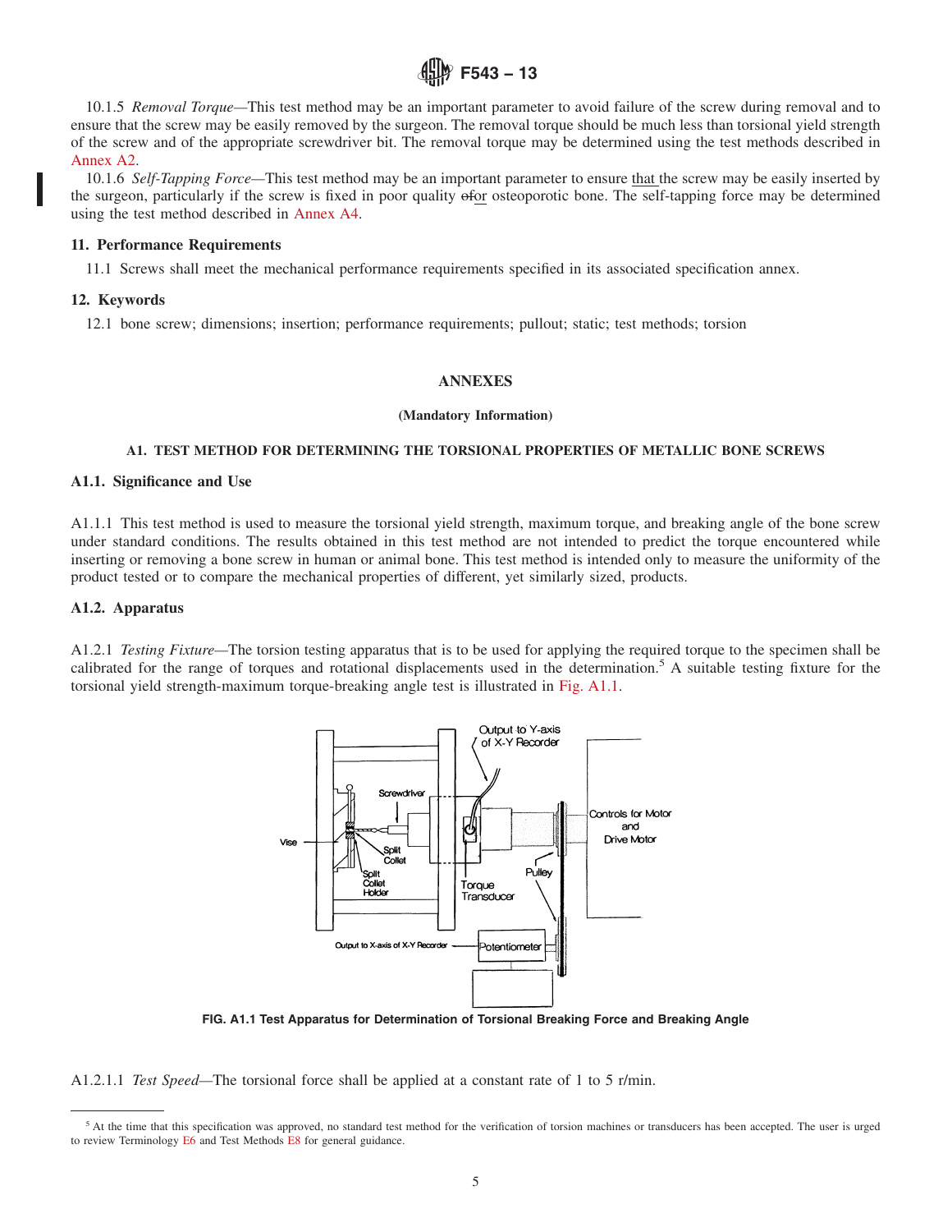10.1.5 *Removal Torque*—This test method may be an important parameter to avoid failure of the screw during removal and to ensure that the screw may be easily removed by the surgeon. The removal torque should be much less than torsional yield strength of the screw and of the appropriate screwdriver bit. The removal torque may be determined using the test methods described in Annex A2.

10.1.6 *Self-Tapping Force*—This test method may be an important parameter to ensure that the screw may be easily inserted by the surgeon, particularly if the screw is fixed in poor quality ~~of~~or osteoporotic bone. The self-tapping force may be determined using the test method described in Annex A4.

## 11. Performance Requirements

11.1 Screws shall meet the mechanical performance requirements specified in its associated specification annex.

## 12. Keywords

12.1 bone screw; dimensions; insertion; performance requirements; pullout; static; test methods; torsion

# ANNEXES

**(Mandatory Information)**

## A1. TEST METHOD FOR DETERMINING THE TORSIONAL PROPERTIES OF METALLIC BONE SCREWS

### A1.1. Significance and Use

A1.1.1 This test method is used to measure the torsional yield strength, maximum torque, and breaking angle of the bone screw under standard conditions. The results obtained in this test method are not intended to predict the torque encountered while inserting or removing a bone screw in human or animal bone. This test method is intended only to measure the uniformity of the product tested or to compare the mechanical properties of different, yet similarly sized, products.

### A1.2. Apparatus

A1.2.1 *Testing Fixture*—The torsion testing apparatus that is to be used for applying the required torque to the specimen shall be calibrated for the range of torques and rotational displacements used in the determination.[5] A suitable testing fixture for the torsional yield strength-maximum torque-breaking angle test is illustrated in Fig. A1.1.

**FIG. A1.1 Test Apparatus for Determination of Torsional Breaking Force and Breaking Angle**

A1.2.1.1 *Test Speed*—The torsional force shall be applied at a constant rate of 1 to 5 r/min.

[5] At the time that this specification was approved, no standard test method for the verification of torsion machines or transducers has been accepted. The user is urged to review Terminology E6 and Test Methods E8 for general guidance.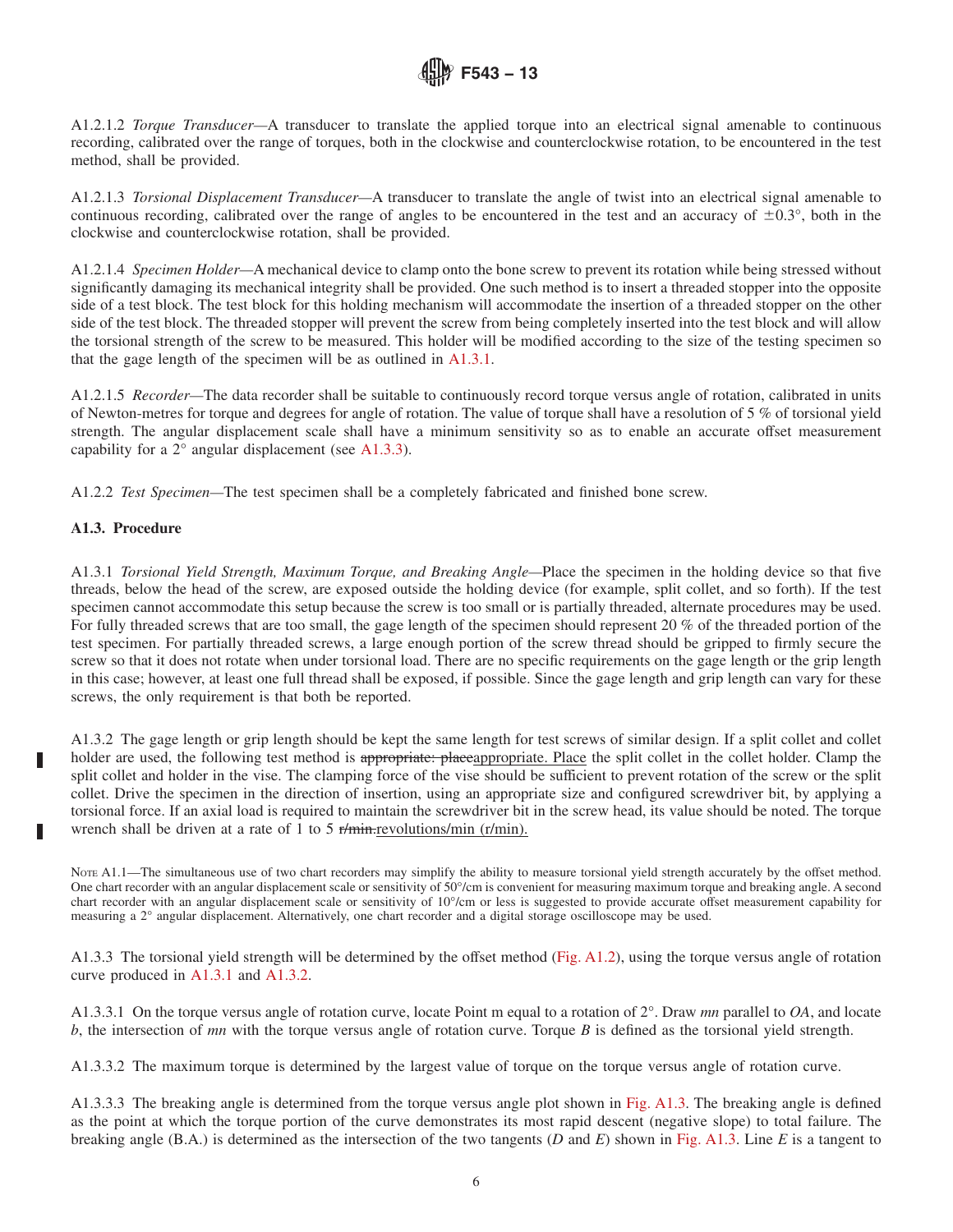A1.2.1.2 *Torque Transducer*—A transducer to translate the applied torque into an electrical signal amenable to continuous recording, calibrated over the range of torques, both in the clockwise and counterclockwise rotation, to be encountered in the test method, shall be provided.

A1.2.1.3 *Torsional Displacement Transducer*—A transducer to translate the angle of twist into an electrical signal amenable to continuous recording, calibrated over the range of angles to be encountered in the test and an accuracy of ±0.3°, both in the clockwise and counterclockwise rotation, shall be provided.

A1.2.1.4 *Specimen Holder*—A mechanical device to clamp onto the bone screw to prevent its rotation while being stressed without significantly damaging its mechanical integrity shall be provided. One such method is to insert a threaded stopper into the opposite side of a test block. The test block for this holding mechanism will accommodate the insertion of a threaded stopper on the other side of the test block. The threaded stopper will prevent the screw from being completely inserted into the test block and will allow the torsional strength of the screw to be measured. This holder will be modified according to the size of the testing specimen so that the gage length of the specimen will be as outlined in A1.3.1.

A1.2.1.5 *Recorder*—The data recorder shall be suitable to continuously record torque versus angle of rotation, calibrated in units of Newton-metres for torque and degrees for angle of rotation. The value of torque shall have a resolution of 5 % of torsional yield strength. The angular displacement scale shall have a minimum sensitivity so as to enable an accurate offset measurement capability for a 2° angular displacement (see A1.3.3).

A1.2.2 *Test Specimen*—The test specimen shall be a completely fabricated and finished bone screw.

**A1.3. Procedure**

A1.3.1 *Torsional Yield Strength, Maximum Torque, and Breaking Angle*—Place the specimen in the holding device so that five threads, below the head of the screw, are exposed outside the holding device (for example, split collet, and so forth). If the test specimen cannot accommodate this setup because the screw is too small or is partially threaded, alternate procedures may be used. For fully threaded screws that are too small, the gage length of the specimen should represent 20 % of the threaded portion of the test specimen. For partially threaded screws, a large enough portion of the screw thread should be gripped to firmly secure the screw so that it does not rotate when under torsional load. There are no specific requirements on the gage length or the grip length in this case; however, at least one full thread shall be exposed, if possible. Since the gage length and grip length can vary for these screws, the only requirement is that both be reported.

A1.3.2 The gage length or grip length should be kept the same length for test screws of similar design. If a split collet and collet holder are used, the following test method is ~~appropriate: place~~appropriate. Place the split collet in the collet holder. Clamp the split collet and holder in the vise. The clamping force of the vise should be sufficient to prevent rotation of the screw or the split collet. Drive the specimen in the direction of insertion, using an appropriate size and configured screwdriver bit, by applying a torsional force. If an axial load is required to maintain the screwdriver bit in the screw head, its value should be noted. The torque wrench shall be driven at a rate of 1 to 5 ~~r/min.~~revolutions/min (r/min).

NOTE A1.1—The simultaneous use of two chart recorders may simplify the ability to measure torsional yield strength accurately by the offset method. One chart recorder with an angular displacement scale or sensitivity of 50°/cm is convenient for measuring maximum torque and breaking angle. A second chart recorder with an angular displacement scale or sensitivity of 10°/cm or less is suggested to provide accurate offset measurement capability for measuring a 2° angular displacement. Alternatively, one chart recorder and a digital storage oscilloscope may be used.

A1.3.3 The torsional yield strength will be determined by the offset method (Fig. A1.2), using the torque versus angle of rotation curve produced in A1.3.1 and A1.3.2.

A1.3.3.1 On the torque versus angle of rotation curve, locate Point m equal to a rotation of 2°. Draw *mn* parallel to *OA*, and locate *b*, the intersection of *mn* with the torque versus angle of rotation curve. Torque *B* is defined as the torsional yield strength.

A1.3.3.2 The maximum torque is determined by the largest value of torque on the torque versus angle of rotation curve.

A1.3.3.3 The breaking angle is determined from the torque versus angle plot shown in Fig. A1.3. The breaking angle is defined as the point at which the torque portion of the curve demonstrates its most rapid descent (negative slope) to total failure. The breaking angle (B.A.) is determined as the intersection of the two tangents (*D* and *E*) shown in Fig. A1.3. Line *E* is a tangent to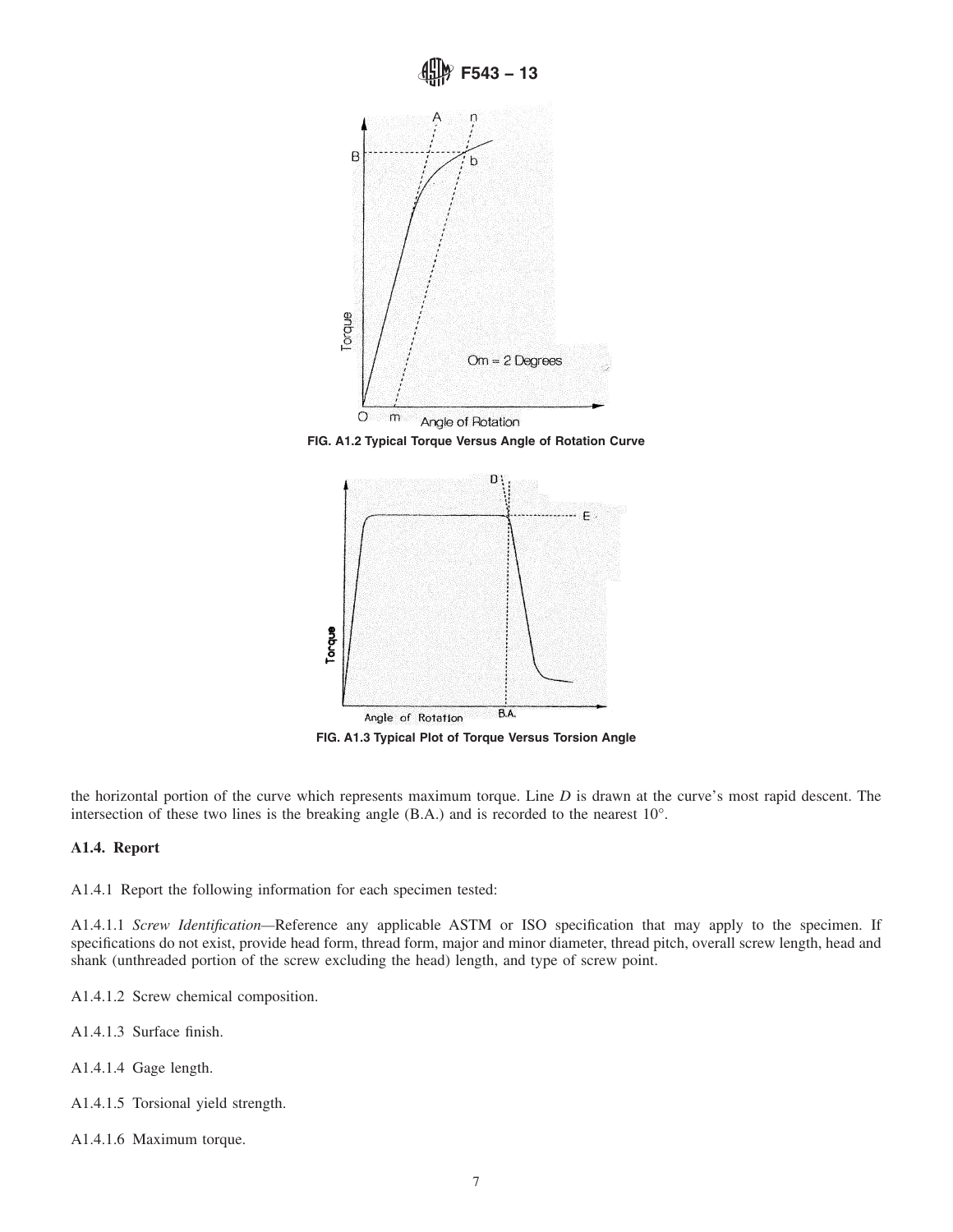FIG. A1.2 Typical Torque Versus Angle of Rotation Curve

FIG. A1.3 Typical Plot of Torque Versus Torsion Angle

the horizontal portion of the curve which represents maximum torque. Line *D* is drawn at the curve's most rapid descent. The intersection of these two lines is the breaking angle (B.A.) and is recorded to the nearest 10°.

### A1.4. Report

A1.4.1 Report the following information for each specimen tested:

A1.4.1.1 *Screw Identification*—Reference any applicable ASTM or ISO specification that may apply to the specimen. If specifications do not exist, provide head form, thread form, major and minor diameter, thread pitch, overall screw length, head and shank (unthreaded portion of the screw excluding the head) length, and type of screw point.

A1.4.1.2 Screw chemical composition.

A1.4.1.3 Surface finish.

A1.4.1.4 Gage length.

A1.4.1.5 Torsional yield strength.

A1.4.1.6 Maximum torque.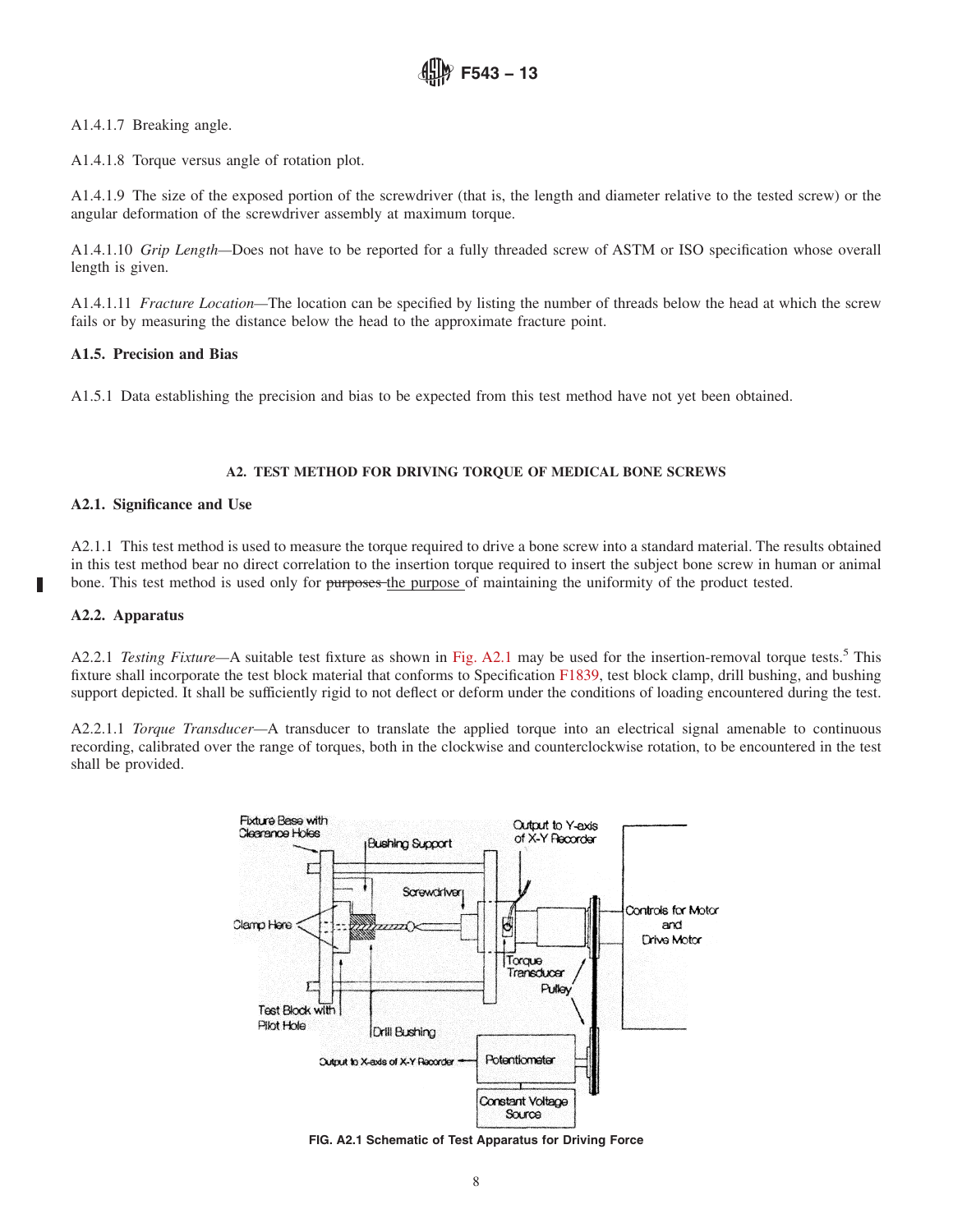A1.4.1.7 Breaking angle.

A1.4.1.8 Torque versus angle of rotation plot.

A1.4.1.9 The size of the exposed portion of the screwdriver (that is, the length and diameter relative to the tested screw) or the angular deformation of the screwdriver assembly at maximum torque.

A1.4.1.10 *Grip Length*—Does not have to be reported for a fully threaded screw of ASTM or ISO specification whose overall length is given.

A1.4.1.11 *Fracture Location*—The location can be specified by listing the number of threads below the head at which the screw fails or by measuring the distance below the head to the approximate fracture point.

**A1.5. Precision and Bias**

A1.5.1 Data establishing the precision and bias to be expected from this test method have not yet been obtained.

## A2. TEST METHOD FOR DRIVING TORQUE OF MEDICAL BONE SCREWS

**A2.1. Significance and Use**

A2.1.1 This test method is used to measure the torque required to drive a bone screw into a standard material. The results obtained in this test method bear no direct correlation to the insertion torque required to insert the subject bone screw in human or animal bone. This test method is used only for ~~purposes~~ the purpose of maintaining the uniformity of the product tested.

**A2.2. Apparatus**

A2.2.1 *Testing Fixture*—A suitable test fixture as shown in Fig. A2.1 may be used for the insertion-removal torque tests.[5] This fixture shall incorporate the test block material that conforms to Specification F1839, test block clamp, drill bushing, and bushing support depicted. It shall be sufficiently rigid to not deflect or deform under the conditions of loading encountered during the test.

A2.2.1.1 *Torque Transducer*—A transducer to translate the applied torque into an electrical signal amenable to continuous recording, calibrated over the range of torques, both in the clockwise and counterclockwise rotation, to be encountered in the test shall be provided.

FIG. A2.1 Schematic of Test Apparatus for Driving Force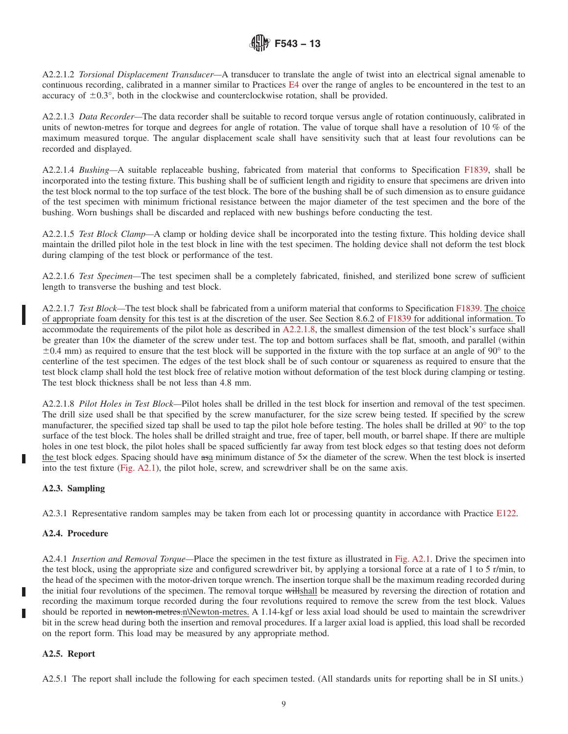A2.2.1.2 *Torsional Displacement Transducer*—A transducer to translate the angle of twist into an electrical signal amenable to continuous recording, calibrated in a manner similar to Practices E4 over the range of angles to be encountered in the test to an accuracy of ±0.3°, both in the clockwise and counterclockwise rotation, shall be provided.

A2.2.1.3 *Data Recorder*—The data recorder shall be suitable to record torque versus angle of rotation continuously, calibrated in units of newton-metres for torque and degrees for angle of rotation. The value of torque shall have a resolution of 10 % of the maximum measured torque. The angular displacement scale shall have sensitivity such that at least four revolutions can be recorded and displayed.

A2.2.1.4 *Bushing*—A suitable replaceable bushing, fabricated from material that conforms to Specification F1839, shall be incorporated into the testing fixture. This bushing shall be of sufficient length and rigidity to ensure that specimens are driven into the test block normal to the top surface of the test block. The bore of the bushing shall be of such dimension as to ensure guidance of the test specimen with minimum frictional resistance between the major diameter of the test specimen and the bore of the bushing. Worn bushings shall be discarded and replaced with new bushings before conducting the test.

A2.2.1.5 *Test Block Clamp*—A clamp or holding device shall be incorporated into the testing fixture. This holding device shall maintain the drilled pilot hole in the test block in line with the test specimen. The holding device shall not deform the test block during clamping of the test block or performance of the test.

A2.2.1.6 *Test Specimen*—The test specimen shall be a completely fabricated, finished, and sterilized bone screw of sufficient length to transverse the bushing and test block.

A2.2.1.7 *Test Block*—The test block shall be fabricated from a uniform material that conforms to Specification F1839. The choice of appropriate foam density for this test is at the discretion of the user. See Section 8.6.2 of F1839 for additional information. To accommodate the requirements of the pilot hole as described in A2.2.1.8, the smallest dimension of the test block's surface shall be greater than 10× the diameter of the screw under test. The top and bottom surfaces shall be flat, smooth, and parallel (within ±0.4 mm) as required to ensure that the test block will be supported in the fixture with the top surface at an angle of 90° to the centerline of the test specimen. The edges of the test block shall be of such contour or squareness as required to ensure that the test block clamp shall hold the test block free of relative motion without deformation of the test block during clamping or testing. The test block thickness shall be not less than 4.8 mm.

A2.2.1.8 *Pilot Holes in Test Block*—Pilot holes shall be drilled in the test block for insertion and removal of the test specimen. The drill size used shall be that specified by the screw manufacturer, for the size screw being tested. If specified by the screw manufacturer, the specified sized tap shall be used to tap the pilot hole before testing. The holes shall be drilled at 90° to the top surface of the test block. The holes shall be drilled straight and true, free of taper, bell mouth, or barrel shape. If there are multiple holes in one test block, the pilot holes shall be spaced sufficiently far away from test block edges so that testing does not deform the test block edges. Spacing should have ~~as~~a minimum distance of 5× the diameter of the screw. When the test block is inserted into the test fixture (Fig. A2.1), the pilot hole, screw, and screwdriver shall be on the same axis.

**A2.3. Sampling**

A2.3.1 Representative random samples may be taken from each lot or processing quantity in accordance with Practice E122.

**A2.4. Procedure**

A2.4.1 *Insertion and Removal Torque*—Place the specimen in the test fixture as illustrated in Fig. A2.1. Drive the specimen into the test block, using the appropriate size and configured screwdriver bit, by applying a torsional force at a rate of 1 to 5 r/min, to the head of the specimen with the motor-driven torque wrench. The insertion torque shall be the maximum reading recorded during the initial four revolutions of the specimen. The removal torque ~~will~~shall be measured by reversing the direction of rotation and recording the maximum torque recorded during the four revolutions required to remove the screw from the test block. Values should be reported in ~~newton-metres.~~n\Newton-metres. A 1.14-kgf or less axial load should be used to maintain the screwdriver bit in the screw head during both the insertion and removal procedures. If a larger axial load is applied, this load shall be recorded on the report form. This load may be measured by any appropriate method.

**A2.5. Report**

A2.5.1 The report shall include the following for each specimen tested. (All standards units for reporting shall be in SI units.)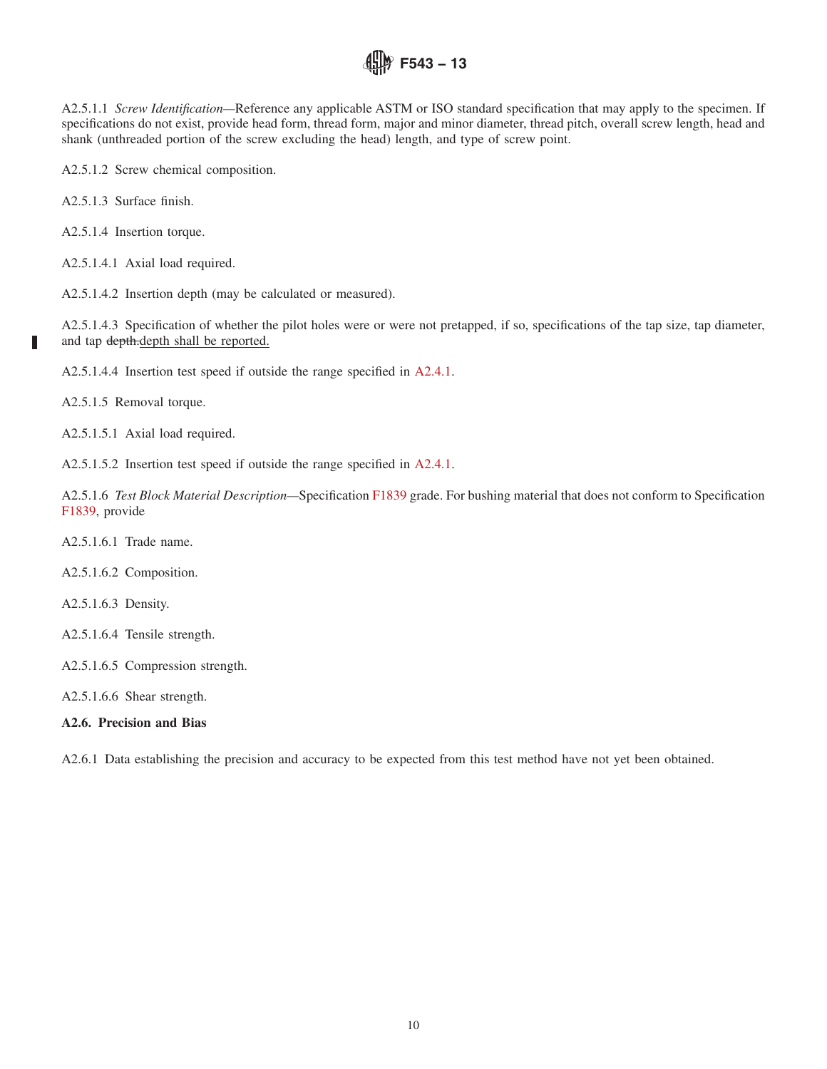A2.5.1.1 *Screw Identification*—Reference any applicable ASTM or ISO standard specification that may apply to the specimen. If specifications do not exist, provide head form, thread form, major and minor diameter, thread pitch, overall screw length, head and shank (unthreaded portion of the screw excluding the head) length, and type of screw point.

A2.5.1.2 Screw chemical composition.

A2.5.1.3 Surface finish.

A2.5.1.4 Insertion torque.

A2.5.1.4.1 Axial load required.

A2.5.1.4.2 Insertion depth (may be calculated or measured).

A2.5.1.4.3 Specification of whether the pilot holes were or were not pretapped, if so, specifications of the tap size, tap diameter, and tap ~~depth.~~depth shall be reported.

A2.5.1.4.4 Insertion test speed if outside the range specified in A2.4.1.

A2.5.1.5 Removal torque.

A2.5.1.5.1 Axial load required.

A2.5.1.5.2 Insertion test speed if outside the range specified in A2.4.1.

A2.5.1.6 *Test Block Material Description*—Specification F1839 grade. For bushing material that does not conform to Specification F1839, provide

A2.5.1.6.1 Trade name.

A2.5.1.6.2 Composition.

A2.5.1.6.3 Density.

A2.5.1.6.4 Tensile strength.

A2.5.1.6.5 Compression strength.

A2.5.1.6.6 Shear strength.

**A2.6. Precision and Bias**

A2.6.1 Data establishing the precision and accuracy to be expected from this test method have not yet been obtained.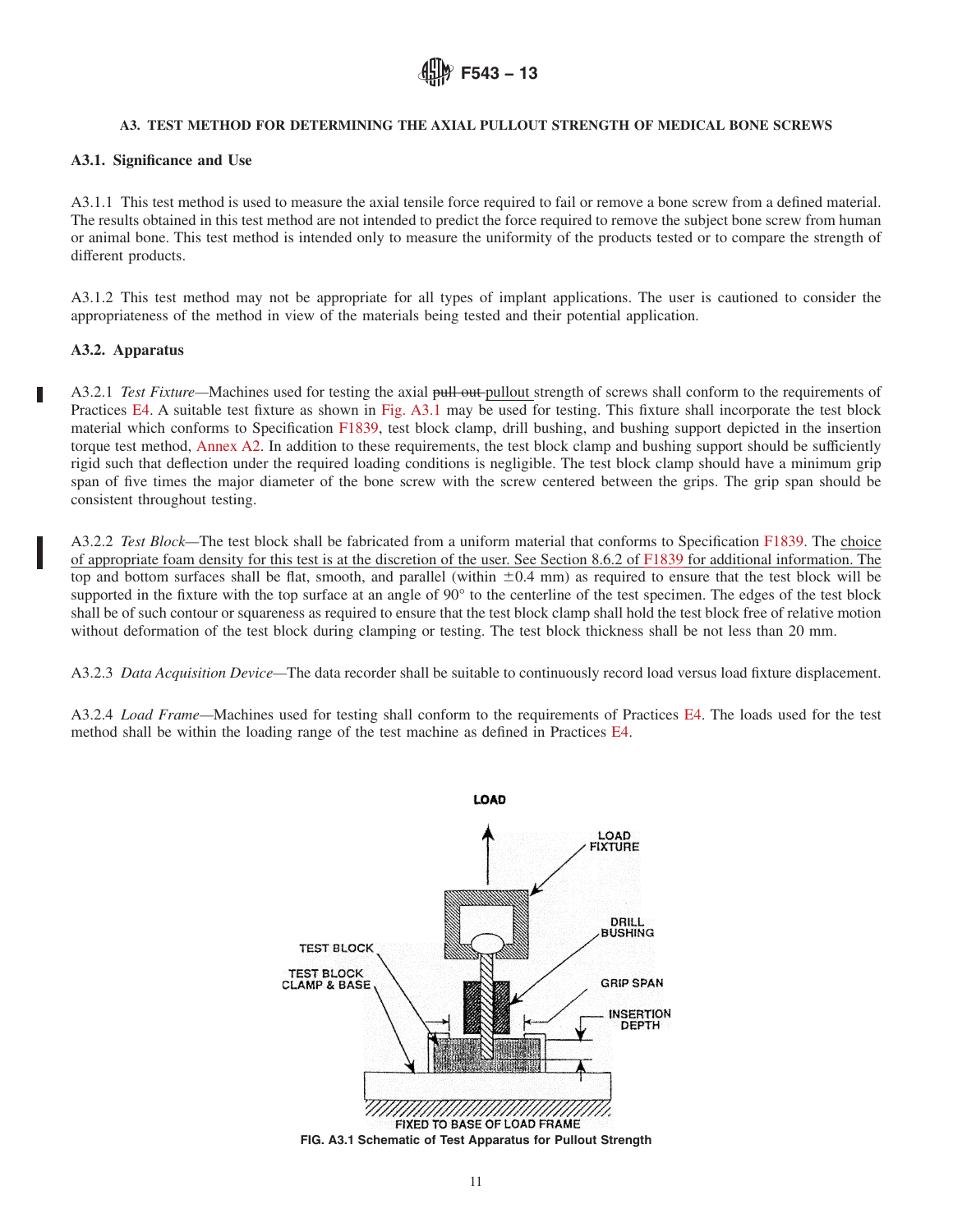### A3. TEST METHOD FOR DETERMINING THE AXIAL PULLOUT STRENGTH OF MEDICAL BONE SCREWS

#### A3.1. Significance and Use

A3.1.1 This test method is used to measure the axial tensile force required to fail or remove a bone screw from a defined material. The results obtained in this test method are not intended to predict the force required to remove the subject bone screw from human or animal bone. This test method is intended only to measure the uniformity of the products tested or to compare the strength of different products.

A3.1.2 This test method may not be appropriate for all types of implant applications. The user is cautioned to consider the appropriateness of the method in view of the materials being tested and their potential application.

#### A3.2. Apparatus

A3.2.1 *Test Fixture*—Machines used for testing the axial ~~pull out~~ pullout strength of screws shall conform to the requirements of Practices E4. A suitable test fixture as shown in Fig. A3.1 may be used for testing. This fixture shall incorporate the test block material which conforms to Specification F1839, test block clamp, drill bushing, and bushing support depicted in the insertion torque test method, Annex A2. In addition to these requirements, the test block clamp and bushing support should be sufficiently rigid such that deflection under the required loading conditions is negligible. The test block clamp should have a minimum grip span of five times the major diameter of the bone screw with the screw centered between the grips. The grip span should be consistent throughout testing.

A3.2.2 *Test Block*—The test block shall be fabricated from a uniform material that conforms to Specification F1839. The choice of appropriate foam density for this test is at the discretion of the user. See Section 8.6.2 of F1839 for additional information. The top and bottom surfaces shall be flat, smooth, and parallel (within ±0.4 mm) as required to ensure that the test block will be supported in the fixture with the top surface at an angle of 90° to the centerline of the test specimen. The edges of the test block shall be of such contour or squareness as required to ensure that the test block clamp shall hold the test block free of relative motion without deformation of the test block during clamping or testing. The test block thickness shall be not less than 20 mm.

A3.2.3 *Data Acquisition Device*—The data recorder shall be suitable to continuously record load versus load fixture displacement.

A3.2.4 *Load Frame*—Machines used for testing shall conform to the requirements of Practices E4. The loads used for the test method shall be within the loading range of the test machine as defined in Practices E4.

LOAD, LOAD FIXTURE, DRILL BUSHING, TEST BLOCK, TEST BLOCK CLAMP & BASE, GRIP SPAN, INSERTION DEPTH, FIXED TO BASE OF LOAD FRAME

**FIG. A3.1 Schematic of Test Apparatus for Pullout Strength**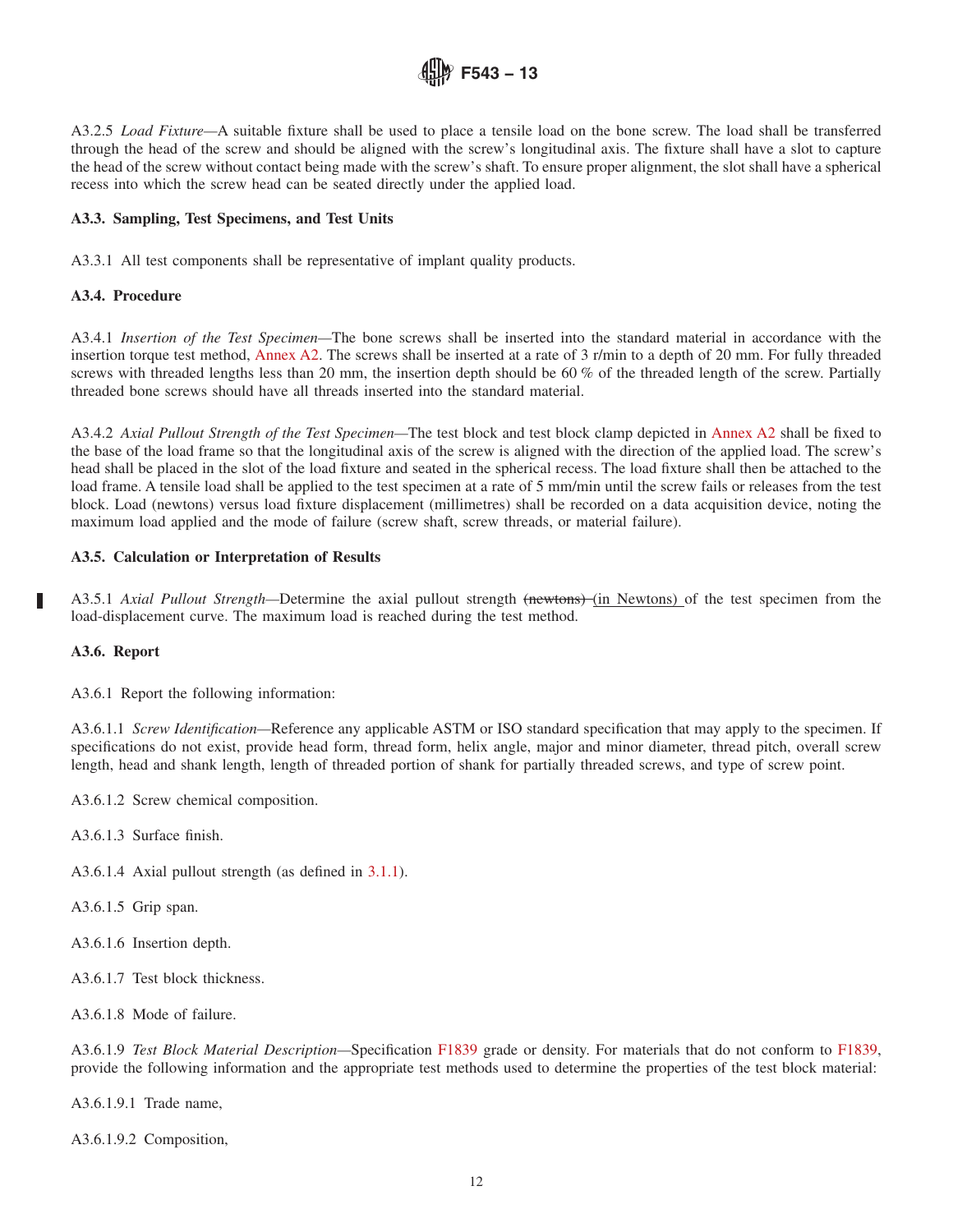A3.2.5 *Load Fixture*—A suitable fixture shall be used to place a tensile load on the bone screw. The load shall be transferred through the head of the screw and should be aligned with the screw's longitudinal axis. The fixture shall have a slot to capture the head of the screw without contact being made with the screw's shaft. To ensure proper alignment, the slot shall have a spherical recess into which the screw head can be seated directly under the applied load.

**A3.3. Sampling, Test Specimens, and Test Units**

A3.3.1 All test components shall be representative of implant quality products.

**A3.4. Procedure**

A3.4.1 *Insertion of the Test Specimen*—The bone screws shall be inserted into the standard material in accordance with the insertion torque test method, Annex A2. The screws shall be inserted at a rate of 3 r/min to a depth of 20 mm. For fully threaded screws with threaded lengths less than 20 mm, the insertion depth should be 60 % of the threaded length of the screw. Partially threaded bone screws should have all threads inserted into the standard material.

A3.4.2 *Axial Pullout Strength of the Test Specimen*—The test block and test block clamp depicted in Annex A2 shall be fixed to the base of the load frame so that the longitudinal axis of the screw is aligned with the direction of the applied load. The screw's head shall be placed in the slot of the load fixture and seated in the spherical recess. The load fixture shall then be attached to the load frame. A tensile load shall be applied to the test specimen at a rate of 5 mm/min until the screw fails or releases from the test block. Load (newtons) versus load fixture displacement (millimetres) shall be recorded on a data acquisition device, noting the maximum load applied and the mode of failure (screw shaft, screw threads, or material failure).

**A3.5. Calculation or Interpretation of Results**

A3.5.1 *Axial Pullout Strength*—Determine the axial pullout strength ~~(newtons)~~ (in Newtons) of the test specimen from the load-displacement curve. The maximum load is reached during the test method.

**A3.6. Report**

A3.6.1 Report the following information:

A3.6.1.1 *Screw Identification*—Reference any applicable ASTM or ISO standard specification that may apply to the specimen. If specifications do not exist, provide head form, thread form, helix angle, major and minor diameter, thread pitch, overall screw length, head and shank length, length of threaded portion of shank for partially threaded screws, and type of screw point.

A3.6.1.2 Screw chemical composition.

A3.6.1.3 Surface finish.

A3.6.1.4 Axial pullout strength (as defined in 3.1.1).

A3.6.1.5 Grip span.

A3.6.1.6 Insertion depth.

A3.6.1.7 Test block thickness.

A3.6.1.8 Mode of failure.

A3.6.1.9 *Test Block Material Description*—Specification F1839 grade or density. For materials that do not conform to F1839, provide the following information and the appropriate test methods used to determine the properties of the test block material:

A3.6.1.9.1 Trade name,

A3.6.1.9.2 Composition,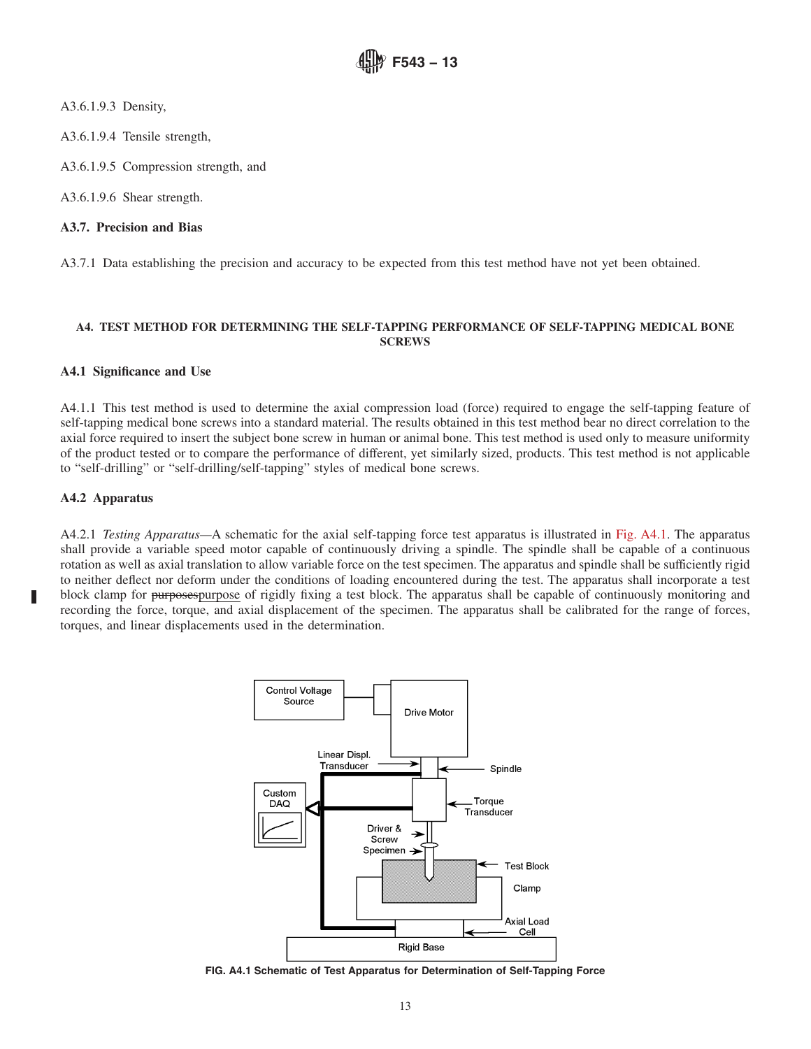A3.6.1.9.3 Density,

A3.6.1.9.4 Tensile strength,

A3.6.1.9.5 Compression strength, and

A3.6.1.9.6 Shear strength.

### A3.7. Precision and Bias

A3.7.1 Data establishing the precision and accuracy to be expected from this test method have not yet been obtained.

## A4. TEST METHOD FOR DETERMINING THE SELF-TAPPING PERFORMANCE OF SELF-TAPPING MEDICAL BONE SCREWS

### A4.1 Significance and Use

A4.1.1 This test method is used to determine the axial compression load (force) required to engage the self-tapping feature of self-tapping medical bone screws into a standard material. The results obtained in this test method bear no direct correlation to the axial force required to insert the subject bone screw in human or animal bone. This test method is used only to measure uniformity of the product tested or to compare the performance of different, yet similarly sized, products. This test method is not applicable to "self-drilling" or "self-drilling/self-tapping" styles of medical bone screws.

### A4.2 Apparatus

A4.2.1 *Testing Apparatus*—A schematic for the axial self-tapping force test apparatus is illustrated in Fig. A4.1. The apparatus shall provide a variable speed motor capable of continuously driving a spindle. The spindle shall be capable of a continuous rotation as well as axial translation to allow variable force on the test specimen. The apparatus and spindle shall be sufficiently rigid to neither deflect nor deform under the conditions of loading encountered during the test. The apparatus shall incorporate a test block clamp for ~~purposes~~purpose of rigidly fixing a test block. The apparatus shall be capable of continuously monitoring and recording the force, torque, and axial displacement of the specimen. The apparatus shall be calibrated for the range of forces, torques, and linear displacements used in the determination.

**FIG. A4.1 Schematic of Test Apparatus for Determination of Self-Tapping Force**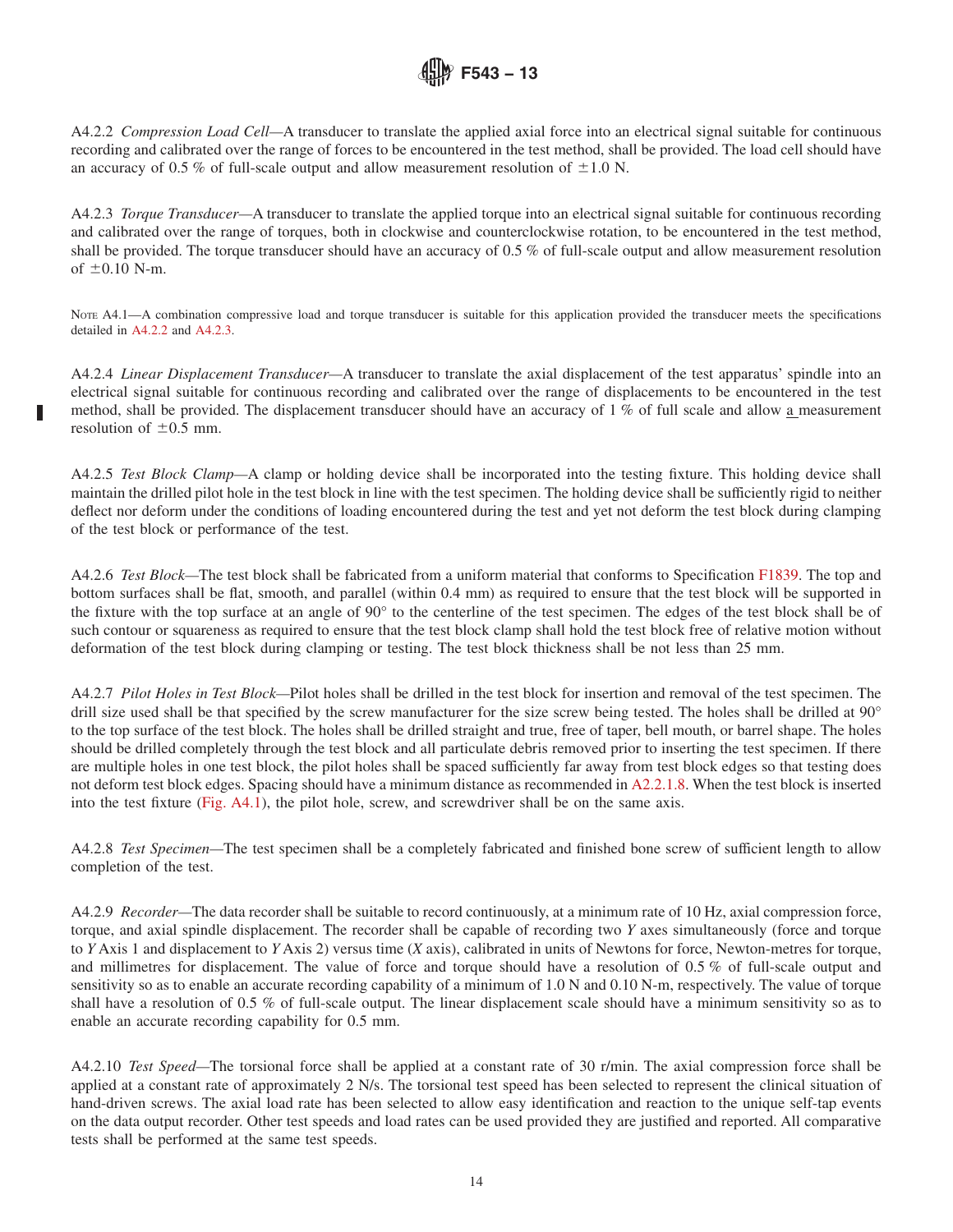A4.2.2 *Compression Load Cell*—A transducer to translate the applied axial force into an electrical signal suitable for continuous recording and calibrated over the range of forces to be encountered in the test method, shall be provided. The load cell should have an accuracy of 0.5 % of full-scale output and allow measurement resolution of ±1.0 N.

A4.2.3 *Torque Transducer*—A transducer to translate the applied torque into an electrical signal suitable for continuous recording and calibrated over the range of torques, both in clockwise and counterclockwise rotation, to be encountered in the test method, shall be provided. The torque transducer should have an accuracy of 0.5 % of full-scale output and allow measurement resolution of ±0.10 N-m.

NOTE A4.1—A combination compressive load and torque transducer is suitable for this application provided the transducer meets the specifications detailed in A4.2.2 and A4.2.3.

A4.2.4 *Linear Displacement Transducer*—A transducer to translate the axial displacement of the test apparatus' spindle into an electrical signal suitable for continuous recording and calibrated over the range of displacements to be encountered in the test method, shall be provided. The displacement transducer should have an accuracy of 1 % of full scale and allow a measurement resolution of ±0.5 mm.

A4.2.5 *Test Block Clamp*—A clamp or holding device shall be incorporated into the testing fixture. This holding device shall maintain the drilled pilot hole in the test block in line with the test specimen. The holding device shall be sufficiently rigid to neither deflect nor deform under the conditions of loading encountered during the test and yet not deform the test block during clamping of the test block or performance of the test.

A4.2.6 *Test Block*—The test block shall be fabricated from a uniform material that conforms to Specification F1839. The top and bottom surfaces shall be flat, smooth, and parallel (within 0.4 mm) as required to ensure that the test block will be supported in the fixture with the top surface at an angle of 90° to the centerline of the test specimen. The edges of the test block shall be of such contour or squareness as required to ensure that the test block clamp shall hold the test block free of relative motion without deformation of the test block during clamping or testing. The test block thickness shall be not less than 25 mm.

A4.2.7 *Pilot Holes in Test Block*—Pilot holes shall be drilled in the test block for insertion and removal of the test specimen. The drill size used shall be that specified by the screw manufacturer for the size screw being tested. The holes shall be drilled at 90° to the top surface of the test block. The holes shall be drilled straight and true, free of taper, bell mouth, or barrel shape. The holes should be drilled completely through the test block and all particulate debris removed prior to inserting the test specimen. If there are multiple holes in one test block, the pilot holes shall be spaced sufficiently far away from test block edges so that testing does not deform test block edges. Spacing should have a minimum distance as recommended in A2.2.1.8. When the test block is inserted into the test fixture (Fig. A4.1), the pilot hole, screw, and screwdriver shall be on the same axis.

A4.2.8 *Test Specimen*—The test specimen shall be a completely fabricated and finished bone screw of sufficient length to allow completion of the test.

A4.2.9 *Recorder*—The data recorder shall be suitable to record continuously, at a minimum rate of 10 Hz, axial compression force, torque, and axial spindle displacement. The recorder shall be capable of recording two *Y* axes simultaneously (force and torque to *Y* Axis 1 and displacement to *Y* Axis 2) versus time (*X* axis), calibrated in units of Newtons for force, Newton-metres for torque, and millimetres for displacement. The value of force and torque should have a resolution of 0.5 % of full-scale output and sensitivity so as to enable an accurate recording capability of a minimum of 1.0 N and 0.10 N-m, respectively. The value of torque shall have a resolution of 0.5 % of full-scale output. The linear displacement scale should have a minimum sensitivity so as to enable an accurate recording capability for 0.5 mm.

A4.2.10 *Test Speed*—The torsional force shall be applied at a constant rate of 30 r/min. The axial compression force shall be applied at a constant rate of approximately 2 N/s. The torsional test speed has been selected to represent the clinical situation of hand-driven screws. The axial load rate has been selected to allow easy identification and reaction to the unique self-tap events on the data output recorder. Other test speeds and load rates can be used provided they are justified and reported. All comparative tests shall be performed at the same test speeds.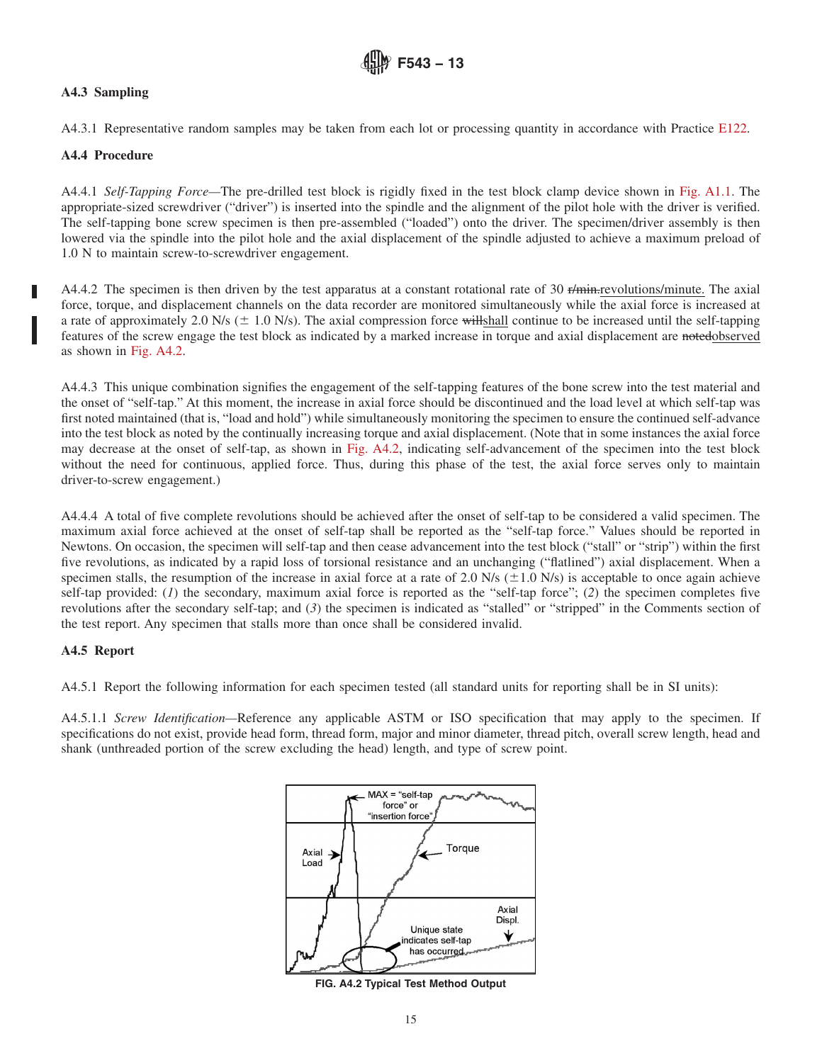### A4.3 Sampling

A4.3.1 Representative random samples may be taken from each lot or processing quantity in accordance with Practice E122.

### A4.4 Procedure

A4.4.1 *Self-Tapping Force*—The pre-drilled test block is rigidly fixed in the test block clamp device shown in Fig. A1.1. The appropriate-sized screwdriver ("driver") is inserted into the spindle and the alignment of the pilot hole with the driver is verified. The self-tapping bone screw specimen is then pre-assembled ("loaded") onto the driver. The specimen/driver assembly is then lowered via the spindle into the pilot hole and the axial displacement of the spindle adjusted to achieve a maximum preload of 1.0 N to maintain screw-to-screwdriver engagement.

A4.4.2 The specimen is then driven by the test apparatus at a constant rotational rate of 30 ~~r/min.~~revolutions/minute. The axial force, torque, and displacement channels on the data recorder are monitored simultaneously while the axial force is increased at a rate of approximately 2.0 N/s (± 1.0 N/s). The axial compression force ~~will~~shall continue to be increased until the self-tapping features of the screw engage the test block as indicated by a marked increase in torque and axial displacement are ~~noted~~observed as shown in Fig. A4.2.

A4.4.3 This unique combination signifies the engagement of the self-tapping features of the bone screw into the test material and the onset of "self-tap." At this moment, the increase in axial force should be discontinued and the load level at which self-tap was first noted maintained (that is, "load and hold") while simultaneously monitoring the specimen to ensure the continued self-advance into the test block as noted by the continually increasing torque and axial displacement. (Note that in some instances the axial force may decrease at the onset of self-tap, as shown in Fig. A4.2, indicating self-advancement of the specimen into the test block without the need for continuous, applied force. Thus, during this phase of the test, the axial force serves only to maintain driver-to-screw engagement.)

A4.4.4 A total of five complete revolutions should be achieved after the onset of self-tap to be considered a valid specimen. The maximum axial force achieved at the onset of self-tap shall be reported as the "self-tap force." Values should be reported in Newtons. On occasion, the specimen will self-tap and then cease advancement into the test block ("stall" or "strip") within the first five revolutions, as indicated by a rapid loss of torsional resistance and an unchanging ("flatlined") axial displacement. When a specimen stalls, the resumption of the increase in axial force at a rate of 2.0 N/s (±1.0 N/s) is acceptable to once again achieve self-tap provided: (*1*) the secondary, maximum axial force is reported as the "self-tap force"; (*2*) the specimen completes five revolutions after the secondary self-tap; and (*3*) the specimen is indicated as "stalled" or "stripped" in the Comments section of the test report. Any specimen that stalls more than once shall be considered invalid.

### A4.5 Report

A4.5.1 Report the following information for each specimen tested (all standard units for reporting shall be in SI units):

A4.5.1.1 *Screw Identification*—Reference any applicable ASTM or ISO specification that may apply to the specimen. If specifications do not exist, provide head form, thread form, major and minor diameter, thread pitch, overall screw length, head and shank (unthreaded portion of the screw excluding the head) length, and type of screw point.

**FIG. A4.2 Typical Test Method Output**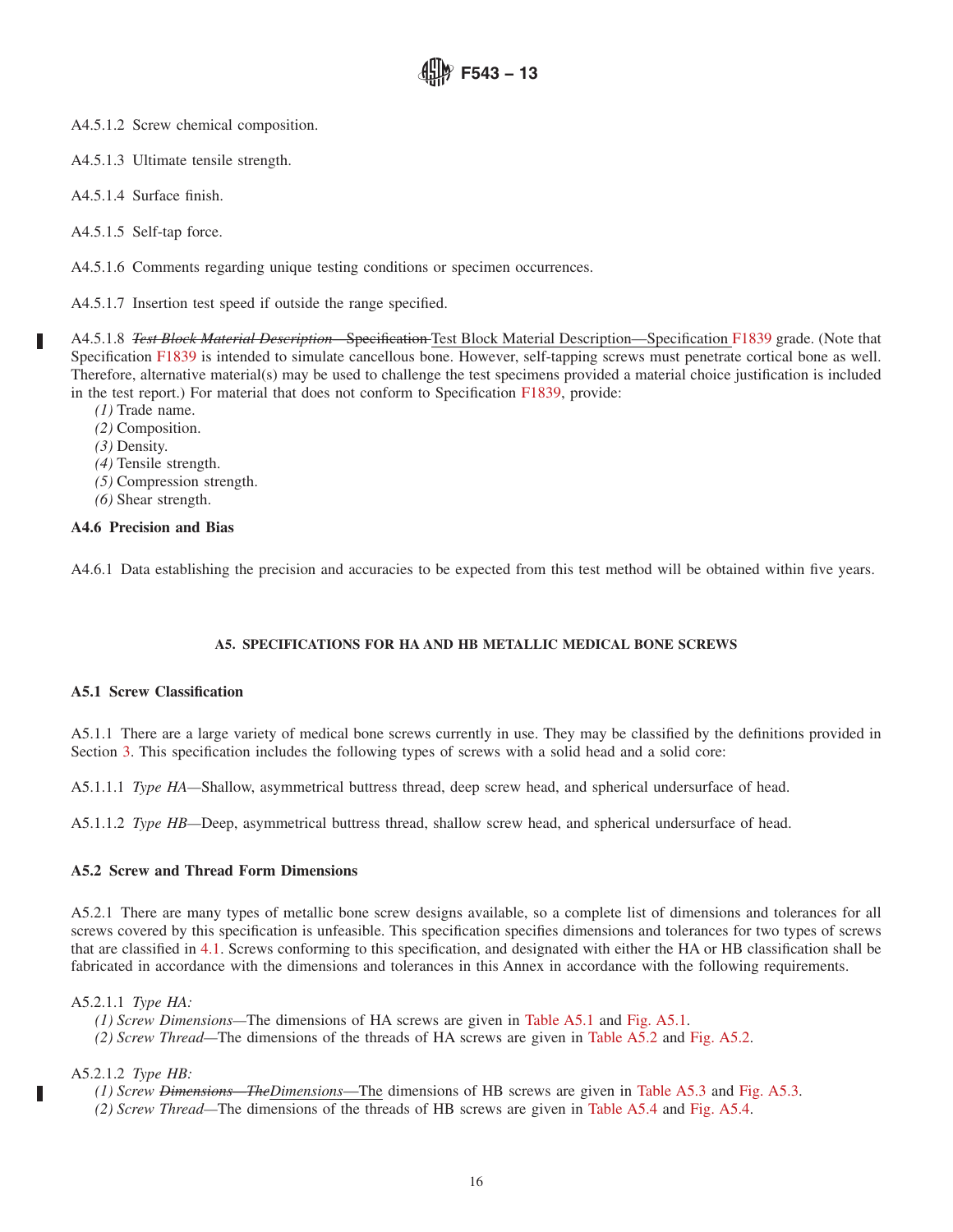A4.5.1.2 Screw chemical composition.

A4.5.1.3 Ultimate tensile strength.

A4.5.1.4 Surface finish.

A4.5.1.5 Self-tap force.

A4.5.1.6 Comments regarding unique testing conditions or specimen occurrences.

A4.5.1.7 Insertion test speed if outside the range specified.

A4.5.1.8 ~~*Test Block Material Description*—Specification~~ Test Block Material Description—Specification F1839 grade. (Note that Specification F1839 is intended to simulate cancellous bone. However, self-tapping screws must penetrate cortical bone as well. Therefore, alternative material(s) may be used to challenge the test specimens provided a material choice justification is included in the test report.) For material that does not conform to Specification F1839, provide:

*(1)* Trade name.
*(2)* Composition.
*(3)* Density.
*(4)* Tensile strength.
*(5)* Compression strength.
*(6)* Shear strength.

**A4.6 Precision and Bias**

A4.6.1 Data establishing the precision and accuracies to be expected from this test method will be obtained within five years.

## A5. SPECIFICATIONS FOR HA AND HB METALLIC MEDICAL BONE SCREWS

**A5.1 Screw Classification**

A5.1.1 There are a large variety of medical bone screws currently in use. They may be classified by the definitions provided in Section 3. This specification includes the following types of screws with a solid head and a solid core:

A5.1.1.1 *Type HA*—Shallow, asymmetrical buttress thread, deep screw head, and spherical undersurface of head.

A5.1.1.2 *Type HB*—Deep, asymmetrical buttress thread, shallow screw head, and spherical undersurface of head.

**A5.2 Screw and Thread Form Dimensions**

A5.2.1 There are many types of metallic bone screw designs available, so a complete list of dimensions and tolerances for all screws covered by this specification is unfeasible. This specification specifies dimensions and tolerances for two types of screws that are classified in 4.1. Screws conforming to this specification, and designated with either the HA or HB classification shall be fabricated in accordance with the dimensions and tolerances in this Annex in accordance with the following requirements.

A5.2.1.1 *Type HA:*

*(1) Screw Dimensions*—The dimensions of HA screws are given in Table A5.1 and Fig. A5.1.
*(2) Screw Thread*—The dimensions of the threads of HA screws are given in Table A5.2 and Fig. A5.2.

A5.2.1.2 *Type HB:*

*(1) Screw ~~Dimensions—The~~Dimensions*—The dimensions of HB screws are given in Table A5.3 and Fig. A5.3.
*(2) Screw Thread*—The dimensions of the threads of HB screws are given in Table A5.4 and Fig. A5.4.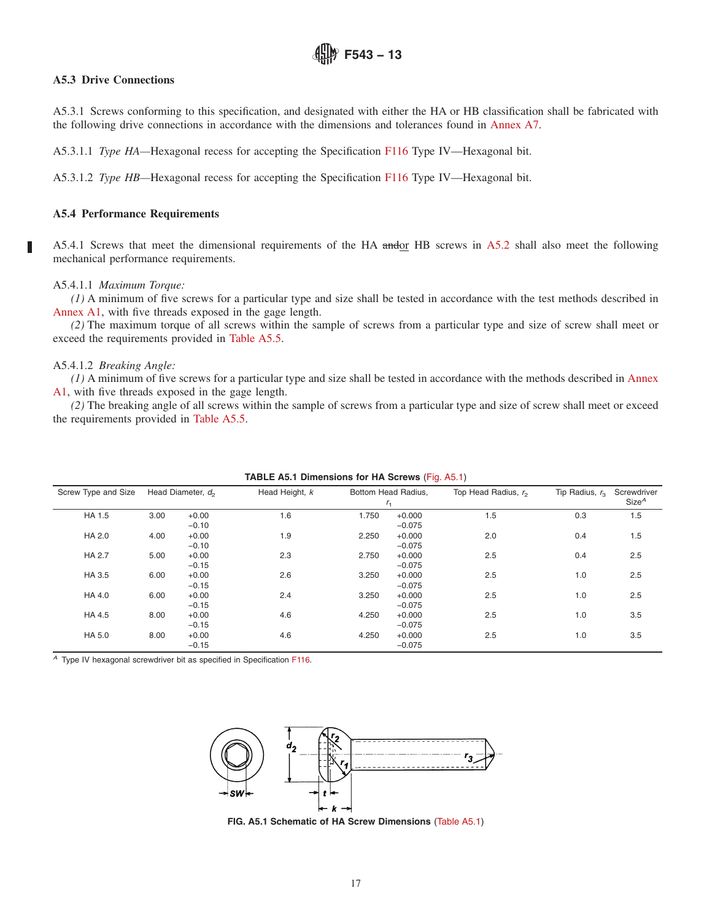## A5.3 Drive Connections

A5.3.1 Screws conforming to this specification, and designated with either the HA or HB classification shall be fabricated with the following drive connections in accordance with the dimensions and tolerances found in Annex A7.

A5.3.1.1 *Type HA*—Hexagonal recess for accepting the Specification F116 Type IV—Hexagonal bit.

A5.3.1.2 *Type HB*—Hexagonal recess for accepting the Specification F116 Type IV—Hexagonal bit.

## A5.4 Performance Requirements

A5.4.1 Screws that meet the dimensional requirements of the HA ~~and~~or HB screws in A5.2 shall also meet the following mechanical performance requirements.

A5.4.1.1 *Maximum Torque:*

*(1)* A minimum of five screws for a particular type and size shall be tested in accordance with the test methods described in Annex A1, with five threads exposed in the gage length.

*(2)* The maximum torque of all screws within the sample of screws from a particular type and size of screw shall meet or exceed the requirements provided in Table A5.5.

A5.4.1.2 *Breaking Angle:*

*(1)* A minimum of five screws for a particular type and size shall be tested in accordance with the methods described in Annex A1, with five threads exposed in the gage length.

*(2)* The breaking angle of all screws within the sample of screws from a particular type and size of screw shall meet or exceed the requirements provided in Table A5.5.

**TABLE A5.1 Dimensions for HA Screws** (Fig. A5.1)

| Screw Type and Size | Head Diameter, $d_2$ | | Head Height, $k$ | Bottom Head Radius, $r_1$ | | Top Head Radius, $r_2$ | Tip Radius, $r_3$ | Screwdriver Size[A] |
|---|---|---|---|---|---|---|---|---|
| HA 1.5 | 3.00 | +0.00 −0.10 | 1.6 | 1.750 | +0.000 −0.075 | 1.5 | 0.3 | 1.5 |
| HA 2.0 | 4.00 | +0.00 −0.10 | 1.9 | 2.250 | +0.000 −0.075 | 2.0 | 0.4 | 1.5 |
| HA 2.7 | 5.00 | +0.00 −0.15 | 2.3 | 2.750 | +0.000 −0.075 | 2.5 | 0.4 | 2.5 |
| HA 3.5 | 6.00 | +0.00 −0.15 | 2.6 | 3.250 | +0.000 −0.075 | 2.5 | 1.0 | 2.5 |
| HA 4.0 | 6.00 | +0.00 −0.15 | 2.4 | 3.250 | +0.000 −0.075 | 2.5 | 1.0 | 2.5 |
| HA 4.5 | 8.00 | +0.00 −0.15 | 4.6 | 4.250 | +0.000 −0.075 | 2.5 | 1.0 | 3.5 |
| HA 5.0 | 8.00 | +0.00 −0.15 | 4.6 | 4.250 | +0.000 −0.075 | 2.5 | 1.0 | 3.5 |

[A] Type IV hexagonal screwdriver bit as specified in Specification F116.

**FIG. A5.1 Schematic of HA Screw Dimensions** (Table A5.1)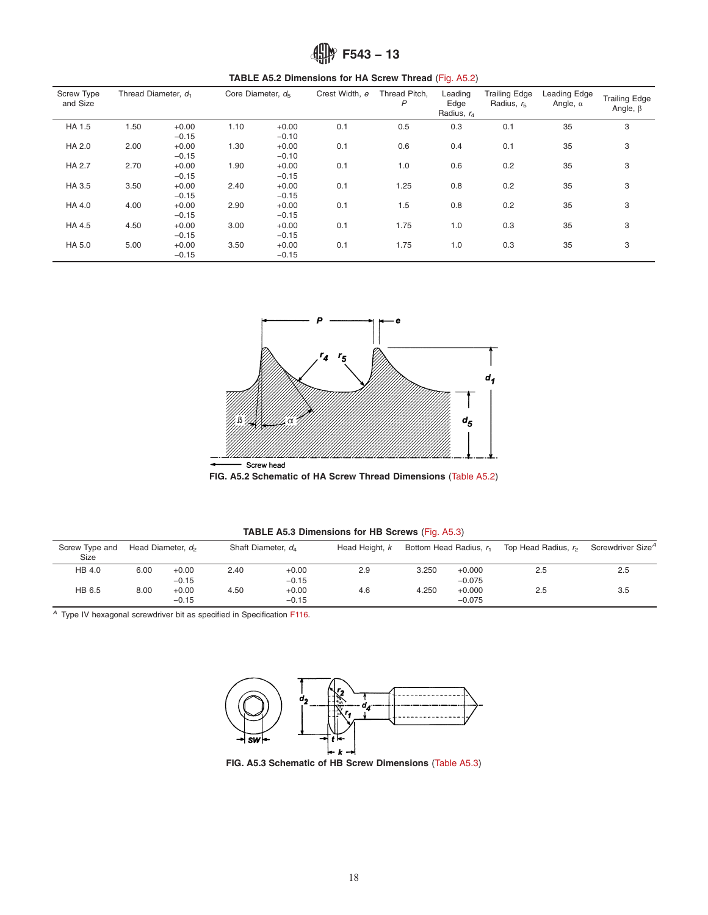**TABLE A5.2 Dimensions for HA Screw Thread (Fig. A5.2)**

| Screw Type and Size | Thread Diameter, $d_1$ | | Core Diameter, $d_5$ | | Crest Width, $e$ | Thread Pitch, $P$ | Leading Edge Radius, $r_4$ | Trailing Edge Radius, $r_5$ | Leading Edge Angle, $\alpha$ | Trailing Edge Angle, $\beta$ |
|---|---|---|---|---|---|---|---|---|---|---|
| HA 1.5 | 1.50 | +0.00 −0.15 | 1.10 | +0.00 −0.10 | 0.1 | 0.5 | 0.3 | 0.1 | 35 | 3 |
| HA 2.0 | 2.00 | +0.00 −0.15 | 1.30 | +0.00 −0.10 | 0.1 | 0.6 | 0.4 | 0.1 | 35 | 3 |
| HA 2.7 | 2.70 | +0.00 −0.15 | 1.90 | +0.00 −0.15 | 0.1 | 1.0 | 0.6 | 0.2 | 35 | 3 |
| HA 3.5 | 3.50 | +0.00 −0.15 | 2.40 | +0.00 −0.15 | 0.1 | 1.25 | 0.8 | 0.2 | 35 | 3 |
| HA 4.0 | 4.00 | +0.00 −0.15 | 2.90 | +0.00 −0.15 | 0.1 | 1.5 | 0.8 | 0.2 | 35 | 3 |
| HA 4.5 | 4.50 | +0.00 −0.15 | 3.00 | +0.00 −0.15 | 0.1 | 1.75 | 1.0 | 0.3 | 35 | 3 |
| HA 5.0 | 5.00 | +0.00 −0.15 | 3.50 | +0.00 −0.15 | 0.1 | 1.75 | 1.0 | 0.3 | 35 | 3 |

FIG. A5.2 Schematic of HA Screw Thread Dimensions (Table A5.2)

**TABLE A5.3 Dimensions for HB Screws (Fig. A5.3)**

| Screw Type and Size | Head Diameter, $d_2$ | | Shaft Diameter, $d_4$ | | Head Height, $k$ | Bottom Head Radius, $r_1$ | | Top Head Radius, $r_2$ | Screwdriver Size[A] |
|---|---|---|---|---|---|---|---|---|---|
| HB 4.0 | 6.00 | +0.00 −0.15 | 2.40 | +0.00 −0.15 | 2.9 | 3.250 | +0.000 −0.075 | 2.5 | 2.5 |
| HB 6.5 | 8.00 | +0.00 −0.15 | 4.50 | +0.00 −0.15 | 4.6 | 4.250 | +0.000 −0.075 | 2.5 | 3.5 |

[A] Type IV hexagonal screwdriver bit as specified in Specification F116.

FIG. A5.3 Schematic of HB Screw Dimensions (Table A5.3)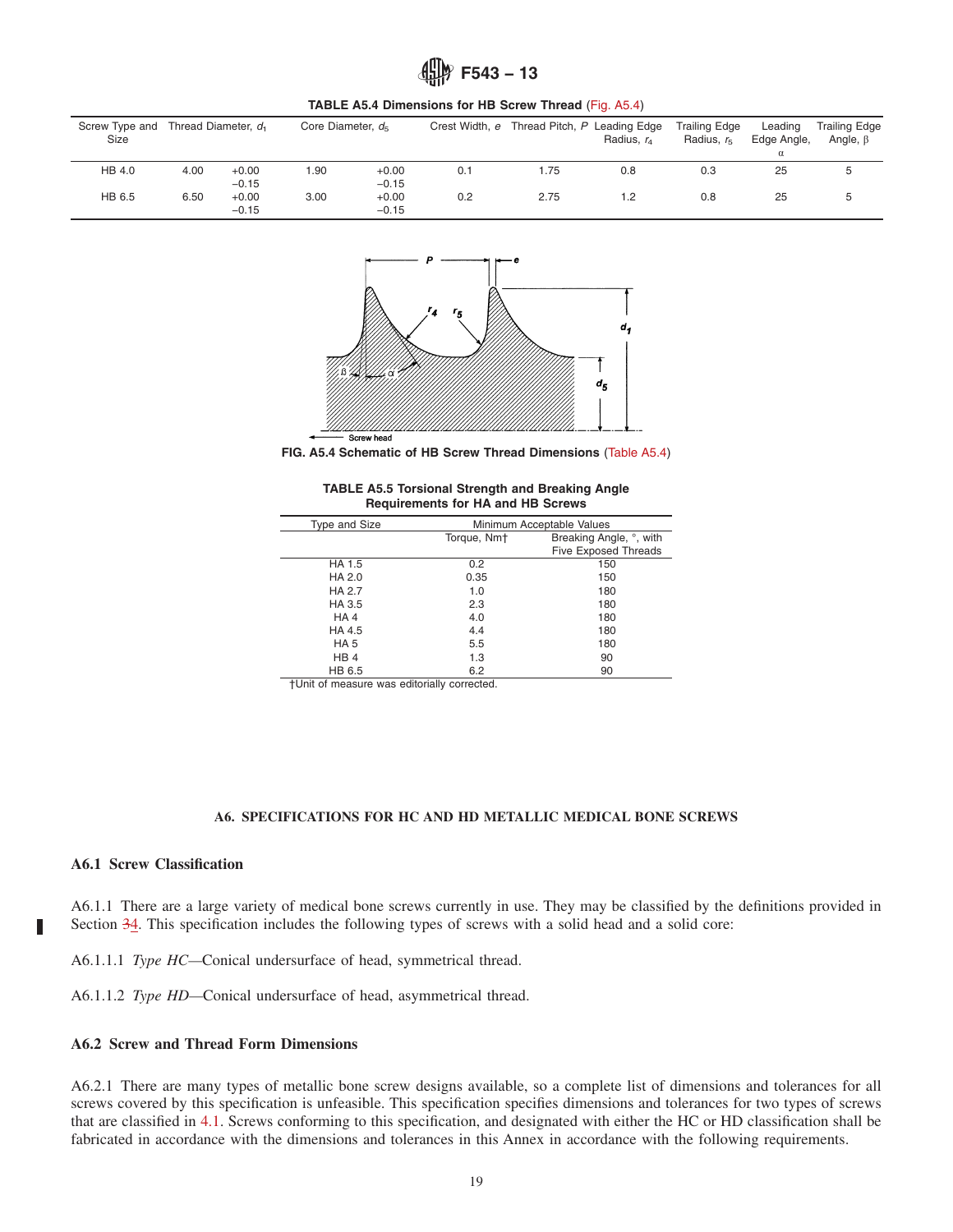**TABLE A5.4 Dimensions for HB Screw Thread** (Fig. A5.4)

| Screw Type and Size | Thread Diameter, $d_1$ | | Core Diameter, $d_5$ | | Crest Width, *e* | Thread Pitch, *P* | Leading Edge Radius, $r_4$ | Trailing Edge Radius, $r_5$ | Leading Edge Angle, α | Trailing Edge Angle, β |
|---|---|---|---|---|---|---|---|---|---|---|
| HB 4.0 | 4.00 | +0.00 −0.15 | 1.90 | +0.00 −0.15 | 0.1 | 1.75 | 0.8 | 0.3 | 25 | 5 |
| HB 6.5 | 6.50 | +0.00 −0.15 | 3.00 | +0.00 −0.15 | 0.2 | 2.75 | 1.2 | 0.8 | 25 | 5 |

**FIG. A5.4 Schematic of HB Screw Thread Dimensions** (Table A5.4)

**TABLE A5.5 Torsional Strength and Breaking Angle Requirements for HA and HB Screws**

| Type and Size | Minimum Acceptable Values | |
|---|---|---|
| | Torque, Nm† | Breaking Angle, °, with Five Exposed Threads |
| HA 1.5 | 0.2 | 150 |
| HA 2.0 | 0.35 | 150 |
| HA 2.7 | 1.0 | 180 |
| HA 3.5 | 2.3 | 180 |
| HA 4 | 4.0 | 180 |
| HA 4.5 | 4.4 | 180 |
| HA 5 | 5.5 | 180 |
| HB 4 | 1.3 | 90 |
| HB 6.5 | 6.2 | 90 |

†Unit of measure was editorially corrected.

## A6. SPECIFICATIONS FOR HC AND HD METALLIC MEDICAL BONE SCREWS

### A6.1 Screw Classification

A6.1.1 There are a large variety of medical bone screws currently in use. They may be classified by the definitions provided in Section ~~3~~4. This specification includes the following types of screws with a solid head and a solid core:

A6.1.1.1 *Type HC*—Conical undersurface of head, symmetrical thread.

A6.1.1.2 *Type HD*—Conical undersurface of head, asymmetrical thread.

### A6.2 Screw and Thread Form Dimensions

A6.2.1 There are many types of metallic bone screw designs available, so a complete list of dimensions and tolerances for all screws covered by this specification is unfeasible. This specification specifies dimensions and tolerances for two types of screws that are classified in 4.1. Screws conforming to this specification, and designated with either the HC or HD classification shall be fabricated in accordance with the dimensions and tolerances in this Annex in accordance with the following requirements.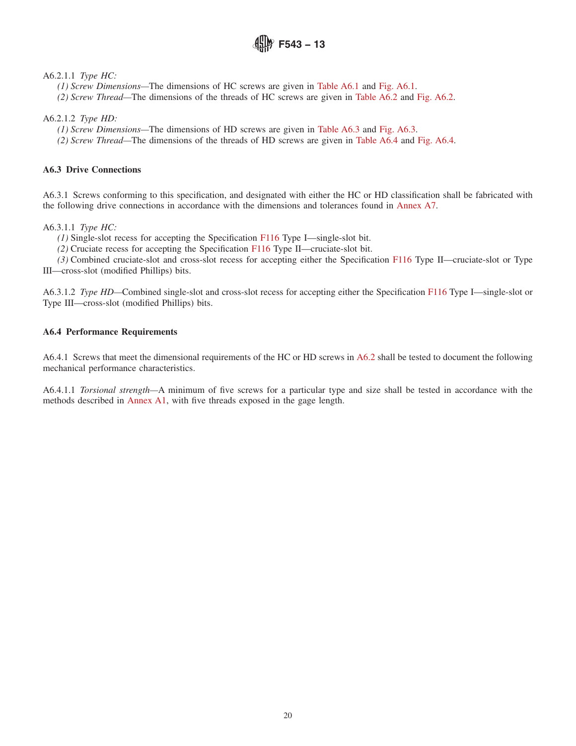A6.2.1.1 *Type HC:*

*(1) Screw Dimensions*—The dimensions of HC screws are given in Table A6.1 and Fig. A6.1.

*(2) Screw Thread*—The dimensions of the threads of HC screws are given in Table A6.2 and Fig. A6.2.

A6.2.1.2 *Type HD:*

*(1) Screw Dimensions*—The dimensions of HD screws are given in Table A6.3 and Fig. A6.3.

*(2) Screw Thread*—The dimensions of the threads of HD screws are given in Table A6.4 and Fig. A6.4.

**A6.3 Drive Connections**

A6.3.1 Screws conforming to this specification, and designated with either the HC or HD classification shall be fabricated with the following drive connections in accordance with the dimensions and tolerances found in Annex A7.

A6.3.1.1 *Type HC:*

*(1)* Single-slot recess for accepting the Specification F116 Type I—single-slot bit.

*(2)* Cruciate recess for accepting the Specification F116 Type II—cruciate-slot bit.

*(3)* Combined cruciate-slot and cross-slot recess for accepting either the Specification F116 Type II—cruciate-slot or Type III—cross-slot (modified Phillips) bits.

A6.3.1.2 *Type HD*—Combined single-slot and cross-slot recess for accepting either the Specification F116 Type I—single-slot or Type III—cross-slot (modified Phillips) bits.

**A6.4 Performance Requirements**

A6.4.1 Screws that meet the dimensional requirements of the HC or HD screws in A6.2 shall be tested to document the following mechanical performance characteristics.

A6.4.1.1 *Torsional strength*—A minimum of five screws for a particular type and size shall be tested in accordance with the methods described in Annex A1, with five threads exposed in the gage length.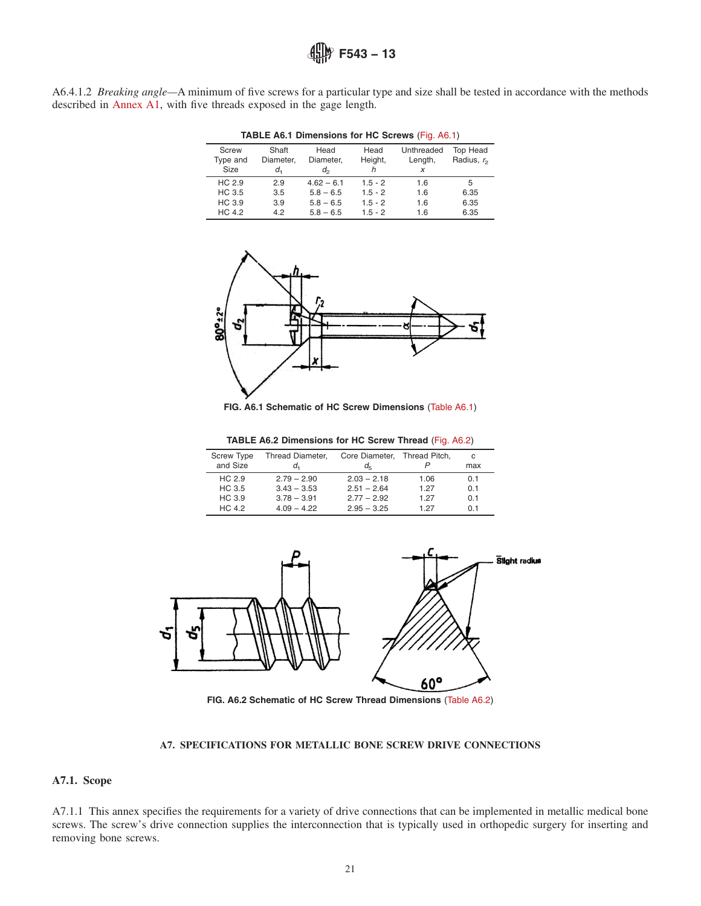A6.4.1.2 *Breaking angle*—A minimum of five screws for a particular type and size shall be tested in accordance with the methods described in Annex A1, with five threads exposed in the gage length.

**TABLE A6.1 Dimensions for HC Screws (Fig. A6.1)**

| Screw Type and Size | Shaft Diameter, $d_1$ | Head Diameter, $d_2$ | Head Height, $h$ | Unthreaded Length, $x$ | Top Head Radius, $r_2$ |
|---|---|---|---|---|---|
| HC 2.9 | 2.9 | 4.62 – 6.1 | 1.5 - 2 | 1.6 | 5 |
| HC 3.5 | 3.5 | 5.8 – 6.5 | 1.5 - 2 | 1.6 | 6.35 |
| HC 3.9 | 3.9 | 5.8 – 6.5 | 1.5 - 2 | 1.6 | 6.35 |
| HC 4.2 | 4.2 | 5.8 – 6.5 | 1.5 - 2 | 1.6 | 6.35 |

**FIG. A6.1 Schematic of HC Screw Dimensions (Table A6.1)**

**TABLE A6.2 Dimensions for HC Screw Thread (Fig. A6.2)**

| Screw Type and Size | Thread Diameter, $d_1$ | Core Diameter, $d_5$ | Thread Pitch, $P$ | c max |
|---|---|---|---|---|
| HC 2.9 | 2.79 – 2.90 | 2.03 – 2.18 | 1.06 | 0.1 |
| HC 3.5 | 3.43 – 3.53 | 2.51 – 2.64 | 1.27 | 0.1 |
| HC 3.9 | 3.78 – 3.91 | 2.77 – 2.92 | 1.27 | 0.1 |
| HC 4.2 | 4.09 – 4.22 | 2.95 – 3.25 | 1.27 | 0.1 |

**FIG. A6.2 Schematic of HC Screw Thread Dimensions (Table A6.2)**

## A7. SPECIFICATIONS FOR METALLIC BONE SCREW DRIVE CONNECTIONS

### A7.1. Scope

A7.1.1 This annex specifies the requirements for a variety of drive connections that can be implemented in metallic medical bone screws. The screw's drive connection supplies the interconnection that is typically used in orthopedic surgery for inserting and removing bone screws.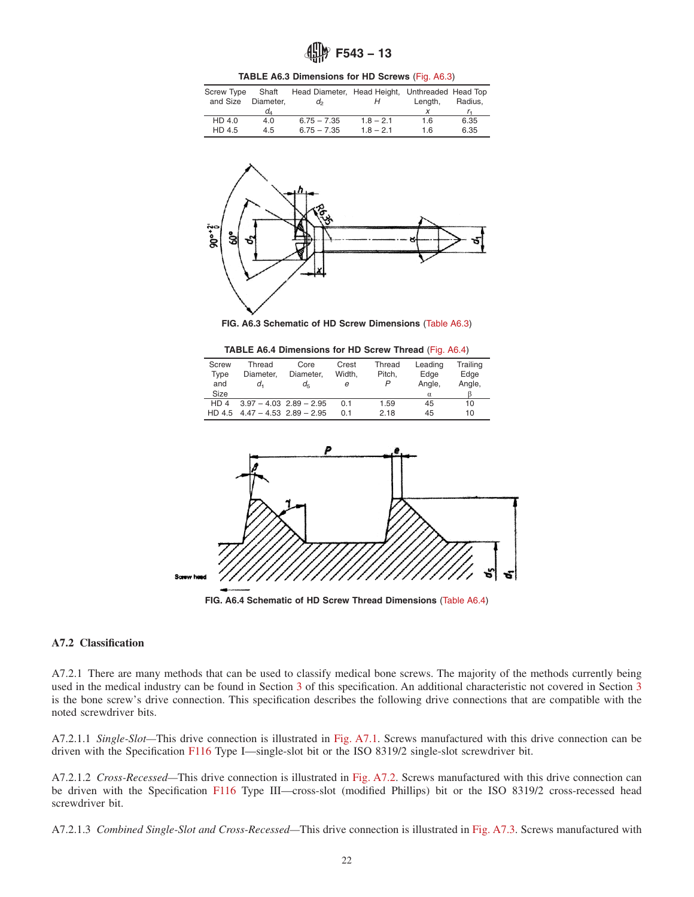**TABLE A6.3 Dimensions for HD Screws** (Fig. A6.3)

| Screw Type and Size | Shaft Diameter, $d_4$ | Head Diameter, $d_2$ | Head Height, $H$ | Unthreaded Length, $x$ | Head Top Radius, $r_1$ |
|---|---|---|---|---|---|
| HD 4.0 | 4.0 | 6.75 – 7.35 | 1.8 – 2.1 | 1.6 | 6.35 |
| HD 4.5 | 4.5 | 6.75 – 7.35 | 1.8 – 2.1 | 1.6 | 6.35 |

**FIG. A6.3 Schematic of HD Screw Dimensions** (Table A6.3)

**TABLE A6.4 Dimensions for HD Screw Thread** (Fig. A6.4)

| Screw Type and Size | Thread Diameter, $d_1$ | Core Diameter, $d_5$ | Crest Width, $e$ | Thread Pitch, $P$ | Leading Edge Angle, $\alpha$ | Trailing Edge Angle, $\beta$ |
|---|---|---|---|---|---|---|
| HD 4 | 3.97 – 4.03 | 2.89 – 2.95 | 0.1 | 1.59 | 45 | 10 |
| HD 4.5 | 4.47 – 4.53 | 2.89 – 2.95 | 0.1 | 2.18 | 45 | 10 |

**FIG. A6.4 Schematic of HD Screw Thread Dimensions** (Table A6.4)

## A7.2 Classification

A7.2.1 There are many methods that can be used to classify medical bone screws. The majority of the methods currently being used in the medical industry can be found in Section 3 of this specification. An additional characteristic not covered in Section 3 is the bone screw's drive connection. This specification describes the following drive connections that are compatible with the noted screwdriver bits.

A7.2.1.1 *Single-Slot*—This drive connection is illustrated in Fig. A7.1. Screws manufactured with this drive connection can be driven with the Specification F116 Type I—single-slot bit or the ISO 8319/2 single-slot screwdriver bit.

A7.2.1.2 *Cross-Recessed*—This drive connection is illustrated in Fig. A7.2. Screws manufactured with this drive connection can be driven with the Specification F116 Type III—cross-slot (modified Phillips) bit or the ISO 8319/2 cross-recessed head screwdriver bit.

A7.2.1.3 *Combined Single-Slot and Cross-Recessed*—This drive connection is illustrated in Fig. A7.3. Screws manufactured with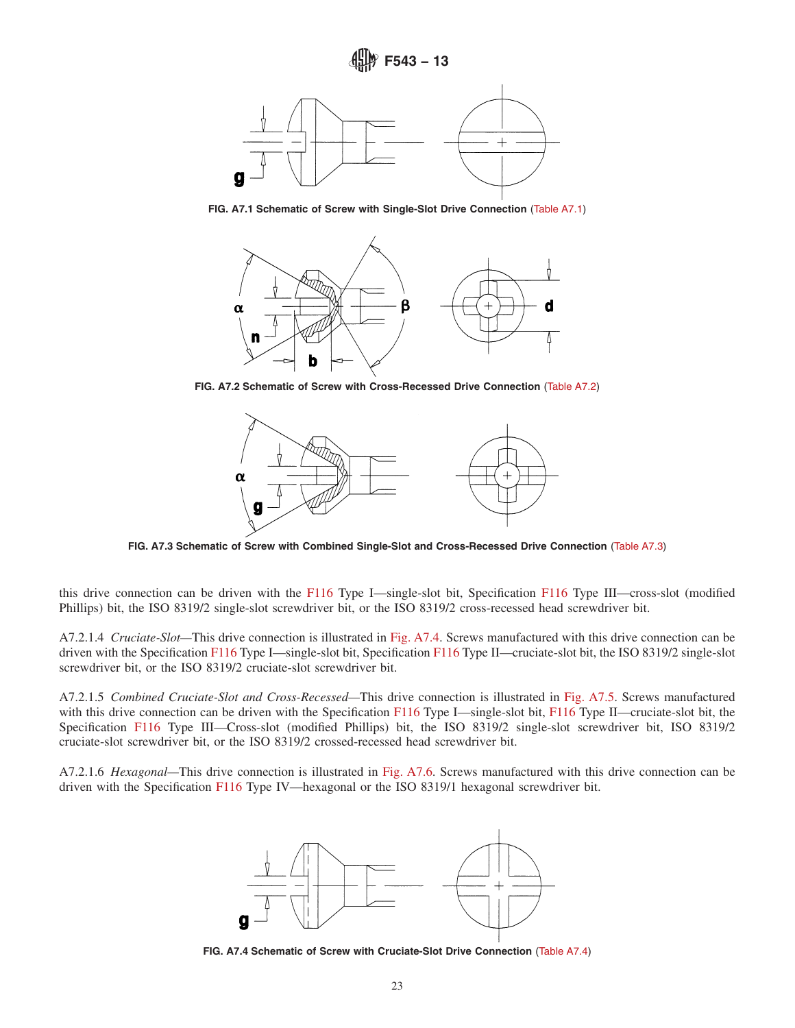FIG. A7.1 Schematic of Screw with Single-Slot Drive Connection (Table A7.1)

FIG. A7.2 Schematic of Screw with Cross-Recessed Drive Connection (Table A7.2)

FIG. A7.3 Schematic of Screw with Combined Single-Slot and Cross-Recessed Drive Connection (Table A7.3)

this drive connection can be driven with the F116 Type I—single-slot bit, Specification F116 Type III—cross-slot (modified Phillips) bit, the ISO 8319/2 single-slot screwdriver bit, or the ISO 8319/2 cross-recessed head screwdriver bit.

A7.2.1.4 *Cruciate-Slot*—This drive connection is illustrated in Fig. A7.4. Screws manufactured with this drive connection can be driven with the Specification F116 Type I—single-slot bit, Specification F116 Type II—cruciate-slot bit, the ISO 8319/2 single-slot screwdriver bit, or the ISO 8319/2 cruciate-slot screwdriver bit.

A7.2.1.5 *Combined Cruciate-Slot and Cross-Recessed*—This drive connection is illustrated in Fig. A7.5. Screws manufactured with this drive connection can be driven with the Specification F116 Type I—single-slot bit, F116 Type II—cruciate-slot bit, the Specification F116 Type III—Cross-slot (modified Phillips) bit, the ISO 8319/2 single-slot screwdriver bit, ISO 8319/2 cruciate-slot screwdriver bit, or the ISO 8319/2 crossed-recessed head screwdriver bit.

A7.2.1.6 *Hexagonal*—This drive connection is illustrated in Fig. A7.6. Screws manufactured with this drive connection can be driven with the Specification F116 Type IV—hexagonal or the ISO 8319/1 hexagonal screwdriver bit.

FIG. A7.4 Schematic of Screw with Cruciate-Slot Drive Connection (Table A7.4)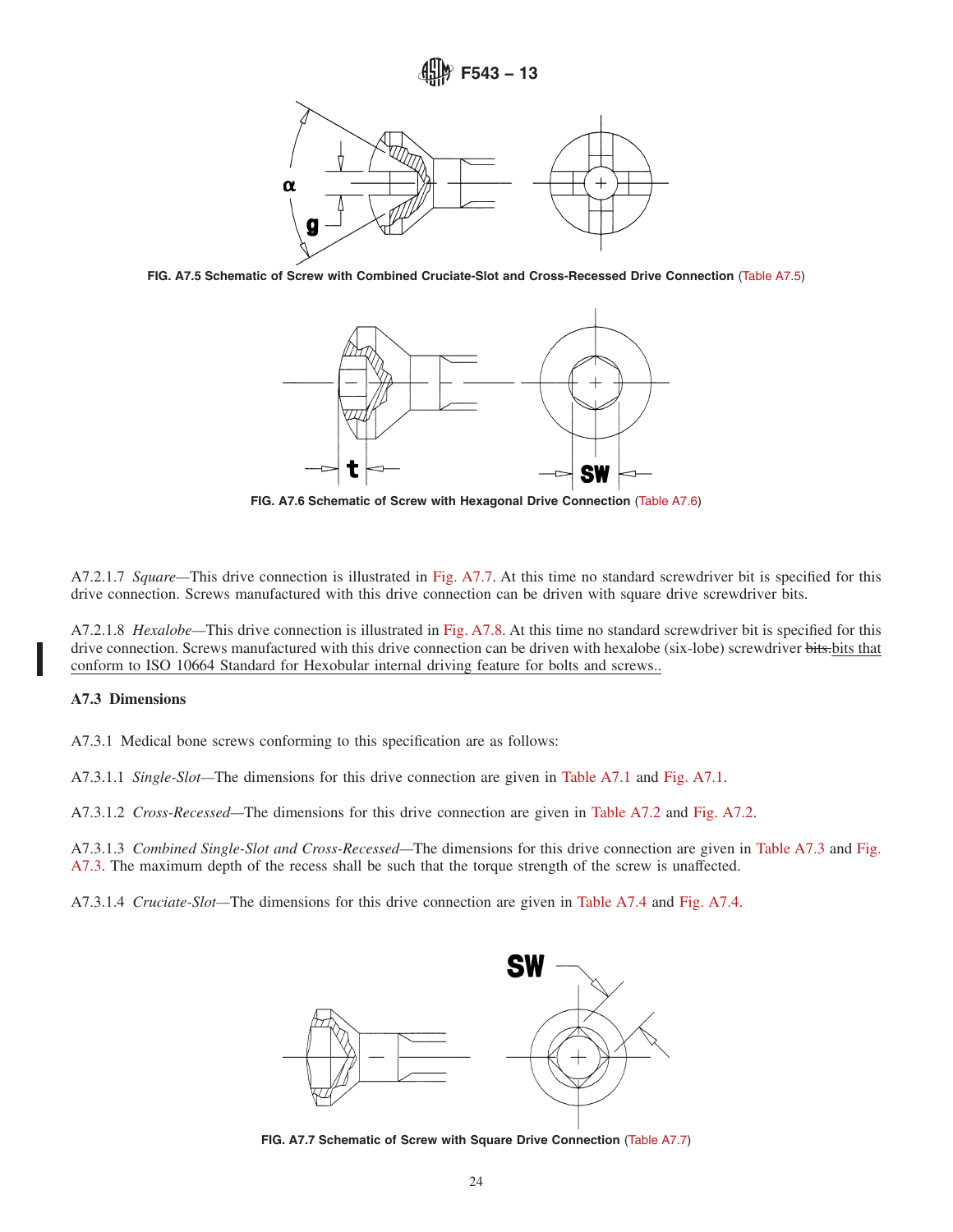FIG. A7.5 Schematic of Screw with Combined Cruciate-Slot and Cross-Recessed Drive Connection (Table A7.5)

FIG. A7.6 Schematic of Screw with Hexagonal Drive Connection (Table A7.6)

A7.2.1.7 *Square*—This drive connection is illustrated in Fig. A7.7. At this time no standard screwdriver bit is specified for this drive connection. Screws manufactured with this drive connection can be driven with square drive screwdriver bits.

A7.2.1.8 *Hexalobe*—This drive connection is illustrated in Fig. A7.8. At this time no standard screwdriver bit is specified for this drive connection. Screws manufactured with this drive connection can be driven with hexalobe (six-lobe) screwdriver ~~bits.~~bits that conform to ISO 10664 Standard for Hexobular internal driving feature for bolts and screws..

### A7.3 Dimensions

A7.3.1 Medical bone screws conforming to this specification are as follows:

A7.3.1.1 *Single-Slot*—The dimensions for this drive connection are given in Table A7.1 and Fig. A7.1.

A7.3.1.2 *Cross-Recessed*—The dimensions for this drive connection are given in Table A7.2 and Fig. A7.2.

A7.3.1.3 *Combined Single-Slot and Cross-Recessed*—The dimensions for this drive connection are given in Table A7.3 and Fig. A7.3. The maximum depth of the recess shall be such that the torque strength of the screw is unaffected.

A7.3.1.4 *Cruciate-Slot*—The dimensions for this drive connection are given in Table A7.4 and Fig. A7.4.

FIG. A7.7 Schematic of Screw with Square Drive Connection (Table A7.7)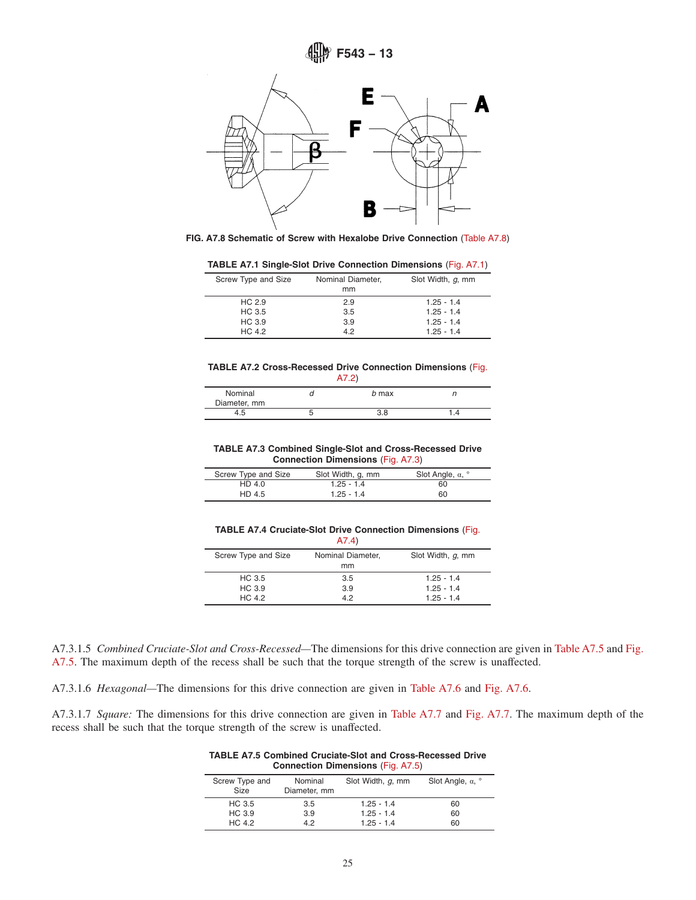FIG. A7.8 Schematic of Screw with Hexalobe Drive Connection (Table A7.8)

**TABLE A7.1 Single-Slot Drive Connection Dimensions (Fig. A7.1)**

| Screw Type and Size | Nominal Diameter, mm | Slot Width, *g*, mm |
|---|---|---|
| HC 2.9 | 2.9 | 1.25 - 1.4 |
| HC 3.5 | 3.5 | 1.25 - 1.4 |
| HC 3.9 | 3.9 | 1.25 - 1.4 |
| HC 4.2 | 4.2 | 1.25 - 1.4 |

**TABLE A7.2 Cross-Recessed Drive Connection Dimensions (Fig. A7.2)**

| Nominal Diameter, mm | *d* | *b* max | *n* |
|---|---|---|---|
| 4.5 | 5 | 3.8 | 1.4 |

**TABLE A7.3 Combined Single-Slot and Cross-Recessed Drive Connection Dimensions (Fig. A7.3)**

| Screw Type and Size | Slot Width, g, mm | Slot Angle, $\alpha$, ° |
|---|---|---|
| HD 4.0 | 1.25 - 1.4 | 60 |
| HD 4.5 | 1.25 - 1.4 | 60 |

**TABLE A7.4 Cruciate-Slot Drive Connection Dimensions (Fig. A7.4)**

| Screw Type and Size | Nominal Diameter, mm | Slot Width, *g*, mm |
|---|---|---|
| HC 3.5 | 3.5 | 1.25 - 1.4 |
| HC 3.9 | 3.9 | 1.25 - 1.4 |
| HC 4.2 | 4.2 | 1.25 - 1.4 |

A7.3.1.5 *Combined Cruciate-Slot and Cross-Recessed*—The dimensions for this drive connection are given in Table A7.5 and Fig. A7.5. The maximum depth of the recess shall be such that the torque strength of the screw is unaffected.

A7.3.1.6 *Hexagonal*—The dimensions for this drive connection are given in Table A7.6 and Fig. A7.6.

A7.3.1.7 *Square:* The dimensions for this drive connection are given in Table A7.7 and Fig. A7.7. The maximum depth of the recess shall be such that the torque strength of the screw is unaffected.

**TABLE A7.5 Combined Cruciate-Slot and Cross-Recessed Drive Connection Dimensions (Fig. A7.5)**

| Screw Type and Size | Nominal Diameter, mm | Slot Width, *g*, mm | Slot Angle, $\alpha$, ° |
|---|---|---|---|
| HC 3.5 | 3.5 | 1.25 - 1.4 | 60 |
| HC 3.9 | 3.9 | 1.25 - 1.4 | 60 |
| HC 4.2 | 4.2 | 1.25 - 1.4 | 60 |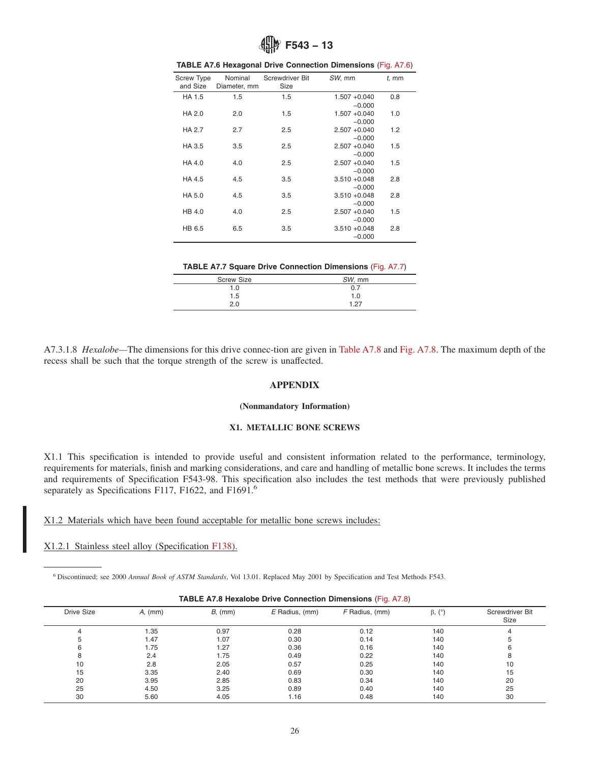**TABLE A7.6 Hexagonal Drive Connection Dimensions (Fig. A7.6)**

| Screw Type and Size | Nominal Diameter, mm | Screwdriver Bit Size | *SW*, mm | *t*, mm |
|---|---|---|---|---|
| HA 1.5 | 1.5 | 1.5 | 1.507 +0.040 −0.000 | 0.8 |
| HA 2.0 | 2.0 | 1.5 | 1.507 +0.040 −0.000 | 1.0 |
| HA 2.7 | 2.7 | 2.5 | 2.507 +0.040 −0.000 | 1.2 |
| HA 3.5 | 3.5 | 2.5 | 2.507 +0.040 −0.000 | 1.5 |
| HA 4.0 | 4.0 | 2.5 | 2.507 +0.040 −0.000 | 1.5 |
| HA 4.5 | 4.5 | 3.5 | 3.510 +0.048 −0.000 | 2.8 |
| HA 5.0 | 4.5 | 3.5 | 3.510 +0.048 −0.000 | 2.8 |
| HB 4.0 | 4.0 | 2.5 | 2.507 +0.040 −0.000 | 1.5 |
| HB 6.5 | 6.5 | 3.5 | 3.510 +0.048 −0.000 | 2.8 |

**TABLE A7.7 Square Drive Connection Dimensions (Fig. A7.7)**

| Screw Size | *SW*, mm |
|---|---|
| 1.0 | 0.7 |
| 1.5 | 1.0 |
| 2.0 | 1.27 |

A7.3.1.8 *Hexalobe*—The dimensions for this drive connec-tion are given in Table A7.8 and Fig. A7.8. The maximum depth of the recess shall be such that the torque strength of the screw is unaffected.

# APPENDIX

**(Nonmandatory Information)**

## X1. METALLIC BONE SCREWS

X1.1 This specification is intended to provide useful and consistent information related to the performance, terminology, requirements for materials, finish and marking considerations, and care and handling of metallic bone screws. It includes the terms and requirements of Specification F543-98. This specification also includes the test methods that were previously published separately as Specifications F117, F1622, and F1691.[6]

X1.2 Materials which have been found acceptable for metallic bone screws includes:

X1.2.1 Stainless steel alloy (Specification F138).

[6] Discontinued; see 2000 *Annual Book of ASTM Standards*, Vol 13.01. Replaced May 2001 by Specification and Test Methods F543.

**TABLE A7.8 Hexalobe Drive Connection Dimensions (Fig. A7.8)**

| Drive Size | *A*, (mm) | *B*, (mm) | *E* Radius, (mm) | *F* Radius, (mm) | β, (°) | Screwdriver Bit Size |
|---|---|---|---|---|---|---|
| 4 | 1.35 | 0.97 | 0.28 | 0.12 | 140 | 4 |
| 5 | 1.47 | 1.07 | 0.30 | 0.14 | 140 | 5 |
| 6 | 1.75 | 1.27 | 0.36 | 0.16 | 140 | 6 |
| 8 | 2.4 | 1.75 | 0.49 | 0.22 | 140 | 8 |
| 10 | 2.8 | 2.05 | 0.57 | 0.25 | 140 | 10 |
| 15 | 3.35 | 2.40 | 0.69 | 0.30 | 140 | 15 |
| 20 | 3.95 | 2.85 | 0.83 | 0.34 | 140 | 20 |
| 25 | 4.50 | 3.25 | 0.89 | 0.40 | 140 | 25 |
| 30 | 5.60 | 4.05 | 1.16 | 0.48 | 140 | 30 |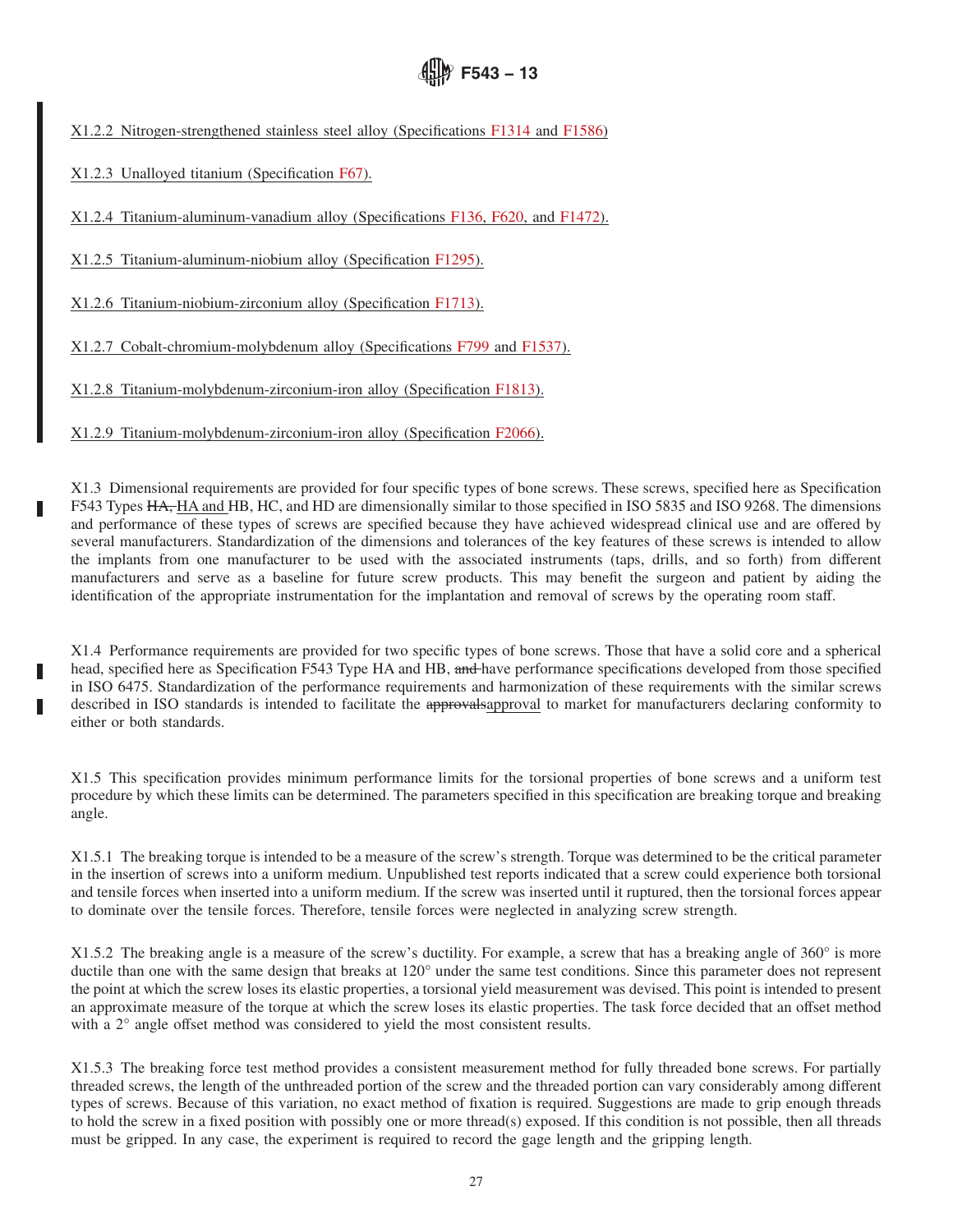X1.2.2 Nitrogen-strengthened stainless steel alloy (Specifications F1314 and F1586)

X1.2.3 Unalloyed titanium (Specification F67).

X1.2.4 Titanium-aluminum-vanadium alloy (Specifications F136, F620, and F1472).

X1.2.5 Titanium-aluminum-niobium alloy (Specification F1295).

X1.2.6 Titanium-niobium-zirconium alloy (Specification F1713).

X1.2.7 Cobalt-chromium-molybdenum alloy (Specifications F799 and F1537).

X1.2.8 Titanium-molybdenum-zirconium-iron alloy (Specification F1813).

X1.2.9 Titanium-molybdenum-zirconium-iron alloy (Specification F2066).

X1.3 Dimensional requirements are provided for four specific types of bone screws. These screws, specified here as Specification F543 Types ~~HA,~~ HA and HB, HC, and HD are dimensionally similar to those specified in ISO 5835 and ISO 9268. The dimensions and performance of these types of screws are specified because they have achieved widespread clinical use and are offered by several manufacturers. Standardization of the dimensions and tolerances of the key features of these screws is intended to allow the implants from one manufacturer to be used with the associated instruments (taps, drills, and so forth) from different manufacturers and serve as a baseline for future screw products. This may benefit the surgeon and patient by aiding the identification of the appropriate instrumentation for the implantation and removal of screws by the operating room staff.

X1.4 Performance requirements are provided for two specific types of bone screws. Those that have a solid core and a spherical head, specified here as Specification F543 Type HA and HB, ~~and~~ have performance specifications developed from those specified in ISO 6475. Standardization of the performance requirements and harmonization of these requirements with the similar screws described in ISO standards is intended to facilitate the ~~approvals~~approval to market for manufacturers declaring conformity to either or both standards.

X1.5 This specification provides minimum performance limits for the torsional properties of bone screws and a uniform test procedure by which these limits can be determined. The parameters specified in this specification are breaking torque and breaking angle.

X1.5.1 The breaking torque is intended to be a measure of the screw's strength. Torque was determined to be the critical parameter in the insertion of screws into a uniform medium. Unpublished test reports indicated that a screw could experience both torsional and tensile forces when inserted into a uniform medium. If the screw was inserted until it ruptured, then the torsional forces appear to dominate over the tensile forces. Therefore, tensile forces were neglected in analyzing screw strength.

X1.5.2 The breaking angle is a measure of the screw's ductility. For example, a screw that has a breaking angle of 360° is more ductile than one with the same design that breaks at 120° under the same test conditions. Since this parameter does not represent the point at which the screw loses its elastic properties, a torsional yield measurement was devised. This point is intended to present an approximate measure of the torque at which the screw loses its elastic properties. The task force decided that an offset method with a 2° angle offset method was considered to yield the most consistent results.

X1.5.3 The breaking force test method provides a consistent measurement method for fully threaded bone screws. For partially threaded screws, the length of the unthreaded portion of the screw and the threaded portion can vary considerably among different types of screws. Because of this variation, no exact method of fixation is required. Suggestions are made to grip enough threads to hold the screw in a fixed position with possibly one or more thread(s) exposed. If this condition is not possible, then all threads must be gripped. In any case, the experiment is required to record the gage length and the gripping length.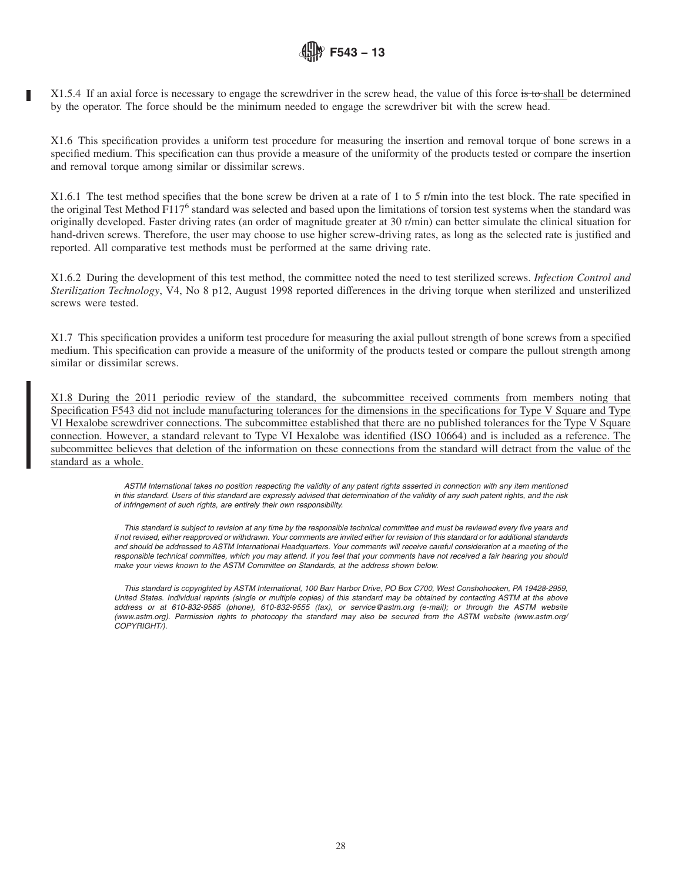X1.5.4 If an axial force is necessary to engage the screwdriver in the screw head, the value of this force ~~is to~~ shall be determined by the operator. The force should be the minimum needed to engage the screwdriver bit with the screw head.

X1.6 This specification provides a uniform test procedure for measuring the insertion and removal torque of bone screws in a specified medium. This specification can thus provide a measure of the uniformity of the products tested or compare the insertion and removal torque among similar or dissimilar screws.

X1.6.1 The test method specifies that the bone screw be driven at a rate of 1 to 5 r/min into the test block. The rate specified in the original Test Method F117[6] standard was selected and based upon the limitations of torsion test systems when the standard was originally developed. Faster driving rates (an order of magnitude greater at 30 r/min) can better simulate the clinical situation for hand-driven screws. Therefore, the user may choose to use higher screw-driving rates, as long as the selected rate is justified and reported. All comparative test methods must be performed at the same driving rate.

X1.6.2 During the development of this test method, the committee noted the need to test sterilized screws. *Infection Control and Sterilization Technology*, V4, No 8 p12, August 1998 reported differences in the driving torque when sterilized and unsterilized screws were tested.

X1.7 This specification provides a uniform test procedure for measuring the axial pullout strength of bone screws from a specified medium. This specification can provide a measure of the uniformity of the products tested or compare the pullout strength among similar or dissimilar screws.

X1.8 During the 2011 periodic review of the standard, the subcommittee received comments from members noting that Specification F543 did not include manufacturing tolerances for the dimensions in the specifications for Type V Square and Type VI Hexalobe screwdriver connections. The subcommittee established that there are no published tolerances for the Type V Square connection. However, a standard relevant to Type VI Hexalobe was identified (ISO 10664) and is included as a reference. The subcommittee believes that deletion of the information on these connections from the standard will detract from the value of the standard as a whole.

*ASTM International takes no position respecting the validity of any patent rights asserted in connection with any item mentioned in this standard. Users of this standard are expressly advised that determination of the validity of any such patent rights, and the risk of infringement of such rights, are entirely their own responsibility.*

*This standard is subject to revision at any time by the responsible technical committee and must be reviewed every five years and if not revised, either reapproved or withdrawn. Your comments are invited either for revision of this standard or for additional standards and should be addressed to ASTM International Headquarters. Your comments will receive careful consideration at a meeting of the responsible technical committee, which you may attend. If you feel that your comments have not received a fair hearing you should make your views known to the ASTM Committee on Standards, at the address shown below.*

*This standard is copyrighted by ASTM International, 100 Barr Harbor Drive, PO Box C700, West Conshohocken, PA 19428-2959, United States. Individual reprints (single or multiple copies) of this standard may be obtained by contacting ASTM at the above address or at 610-832-9585 (phone), 610-832-9555 (fax), or service@astm.org (e-mail); or through the ASTM website (www.astm.org). Permission rights to photocopy the standard may also be secured from the ASTM website (www.astm.org/COPYRIGHT/).*